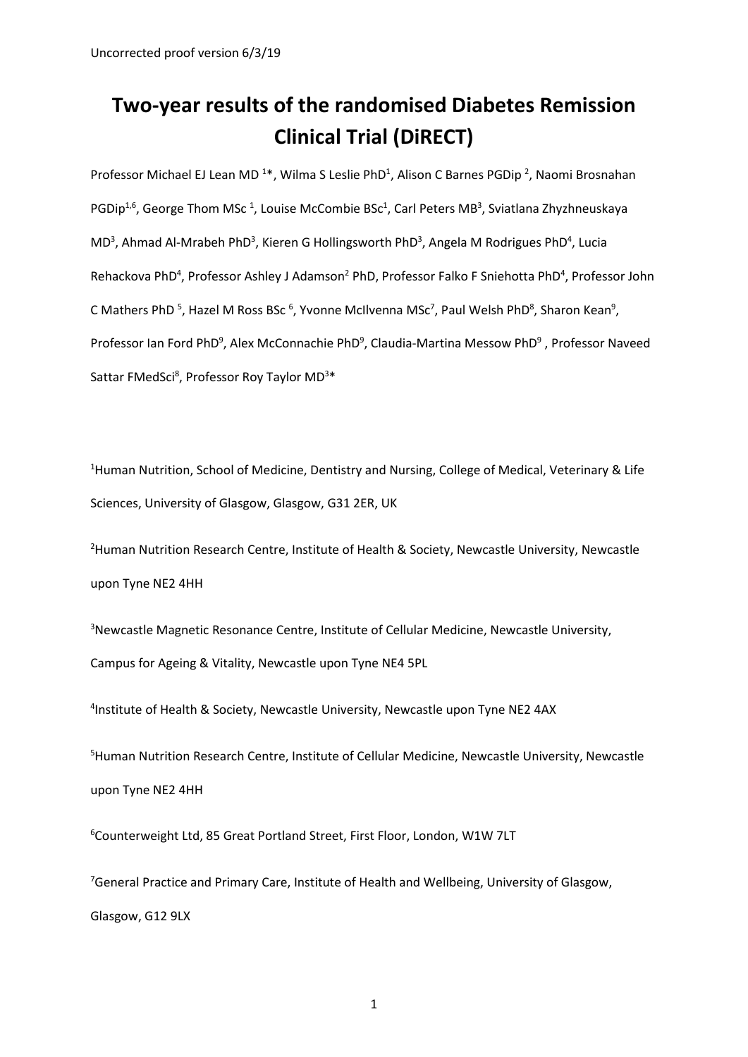Uncorrected proof version 6/3/19

# Two-year results of the randomised Diabetes Remission Clinical Trial (DiRECT)

Professor Michael EJ Lean MD [1]*, Wilma S Leslie PhD[1], Alison C Barnes PGDip [2], Naomi Brosnahan PGDip[1,6], George Thom MSc [1], Louise McCombie BSc[1], Carl Peters MB[3], Sviatlana Zhyzhneuskaya MD[3], Ahmad Al-Mrabeh PhD[3], Kieren G Hollingsworth PhD[3], Angela M Rodrigues PhD[4], Lucia Rehackova PhD[4], Professor Ashley J Adamson[2] PhD, Professor Falko F Sniehotta PhD[4], Professor John C Mathers PhD [5], Hazel M Ross BSc [6], Yvonne McIlvenna MSc[7], Paul Welsh PhD[8], Sharon Kean[9], Professor Ian Ford PhD[9], Alex McConnachie PhD[9], Claudia-Martina Messow PhD[9] , Professor Naveed Sattar FMedSci[8], Professor Roy Taylor MD[3]*

[1]Human Nutrition, School of Medicine, Dentistry and Nursing, College of Medical, Veterinary & Life Sciences, University of Glasgow, Glasgow, G31 2ER, UK

[2]Human Nutrition Research Centre, Institute of Health & Society, Newcastle University, Newcastle upon Tyne NE2 4HH

[3]Newcastle Magnetic Resonance Centre, Institute of Cellular Medicine, Newcastle University, Campus for Ageing & Vitality, Newcastle upon Tyne NE4 5PL

[4]Institute of Health & Society, Newcastle University, Newcastle upon Tyne NE2 4AX

[5]Human Nutrition Research Centre, Institute of Cellular Medicine, Newcastle University, Newcastle upon Tyne NE2 4HH

[6]Counterweight Ltd, 85 Great Portland Street, First Floor, London, W1W 7LT

[7]General Practice and Primary Care, Institute of Health and Wellbeing, University of Glasgow, Glasgow, G12 9LX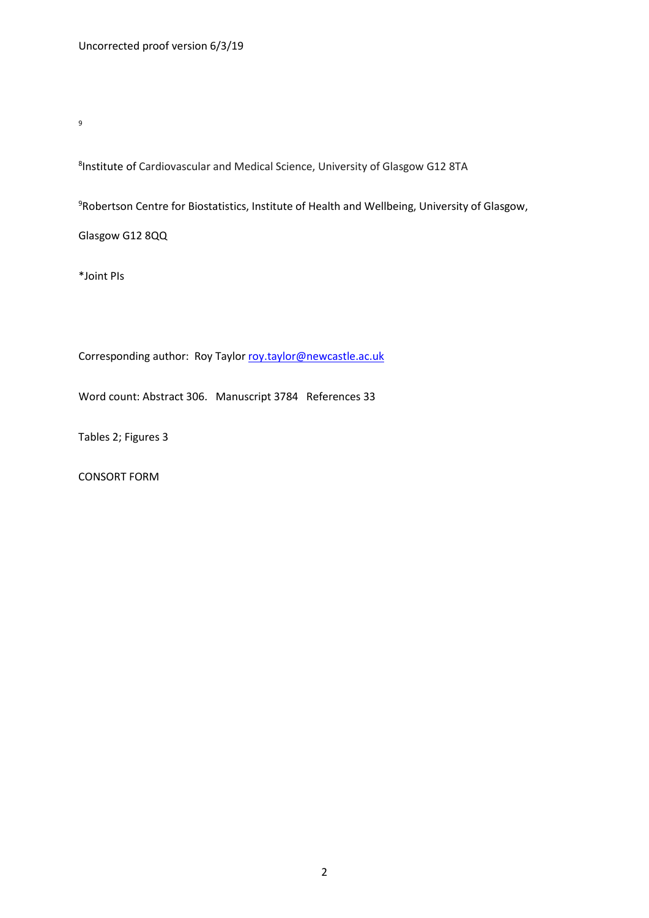Uncorrected proof version 6/3/19

9

[8]Institute of Cardiovascular and Medical Science, University of Glasgow G12 8TA

[9]Robertson Centre for Biostatistics, Institute of Health and Wellbeing, University of Glasgow, Glasgow G12 8QQ

*Joint PIs

Corresponding author: Roy Taylor roy.taylor@newcastle.ac.uk

Word count: Abstract 306. Manuscript 3784 References 33

Tables 2; Figures 3

CONSORT FORM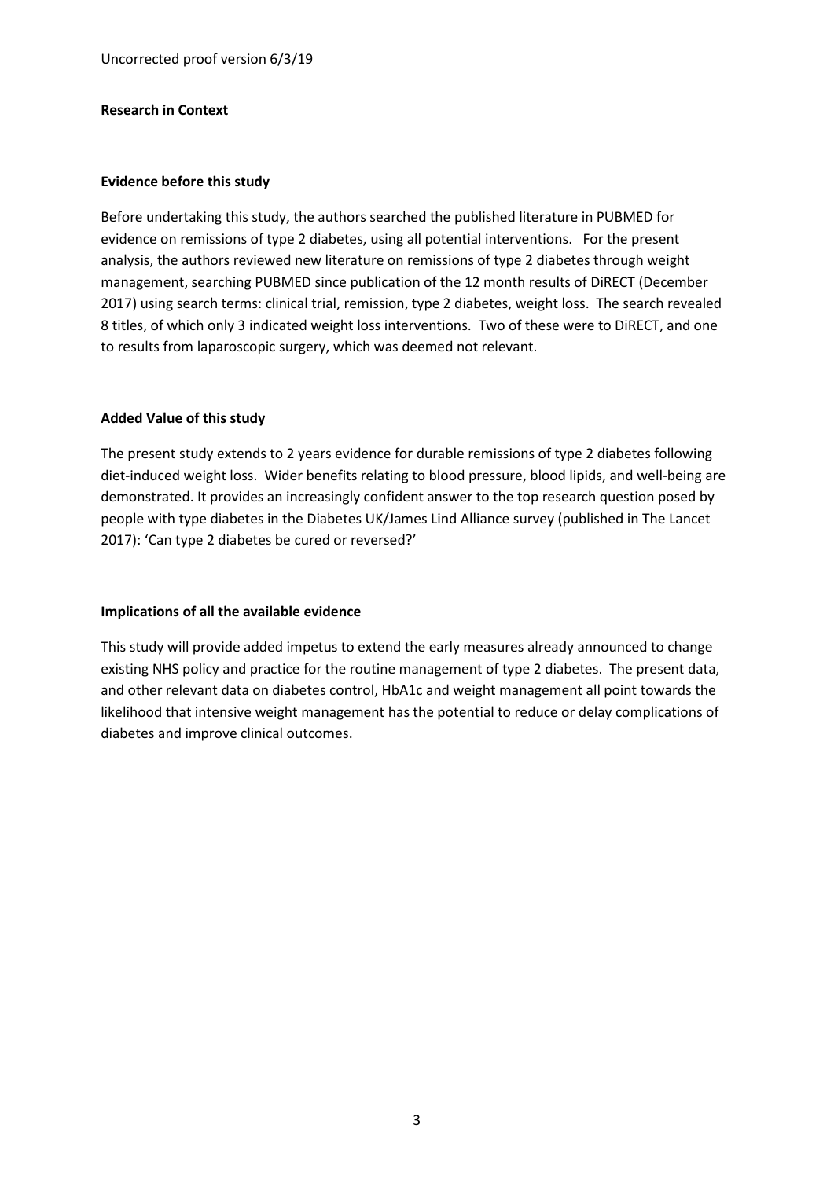**Research in Context**

**Evidence before this study**

Before undertaking this study, the authors searched the published literature in PUBMED for evidence on remissions of type 2 diabetes, using all potential interventions. For the present analysis, the authors reviewed new literature on remissions of type 2 diabetes through weight management, searching PUBMED since publication of the 12 month results of DiRECT (December 2017) using search terms: clinical trial, remission, type 2 diabetes, weight loss. The search revealed 8 titles, of which only 3 indicated weight loss interventions. Two of these were to DiRECT, and one to results from laparoscopic surgery, which was deemed not relevant.

**Added Value of this study**

The present study extends to 2 years evidence for durable remissions of type 2 diabetes following diet-induced weight loss. Wider benefits relating to blood pressure, blood lipids, and well-being are demonstrated. It provides an increasingly confident answer to the top research question posed by people with type diabetes in the Diabetes UK/James Lind Alliance survey (published in The Lancet 2017): 'Can type 2 diabetes be cured or reversed?'

**Implications of all the available evidence**

This study will provide added impetus to extend the early measures already announced to change existing NHS policy and practice for the routine management of type 2 diabetes. The present data, and other relevant data on diabetes control, HbA1c and weight management all point towards the likelihood that intensive weight management has the potential to reduce or delay complications of diabetes and improve clinical outcomes.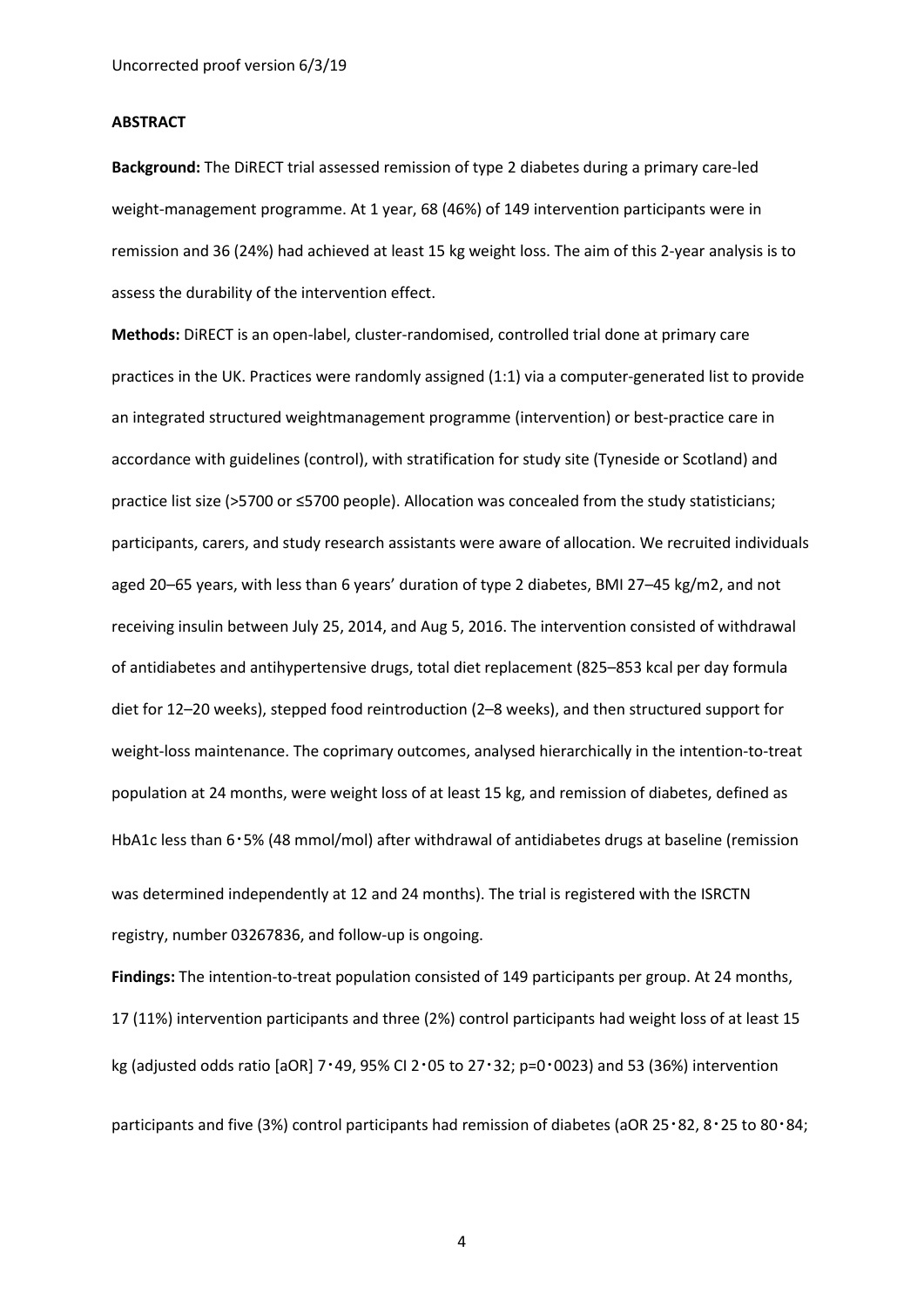**ABSTRACT**

**Background:** The DiRECT trial assessed remission of type 2 diabetes during a primary care-led weight-management programme. At 1 year, 68 (46%) of 149 intervention participants were in remission and 36 (24%) had achieved at least 15 kg weight loss. The aim of this 2-year analysis is to assess the durability of the intervention effect.

**Methods:** DiRECT is an open-label, cluster-randomised, controlled trial done at primary care practices in the UK. Practices were randomly assigned (1:1) via a computer-generated list to provide an integrated structured weightmanagement programme (intervention) or best-practice care in accordance with guidelines (control), with stratification for study site (Tyneside or Scotland) and practice list size (>5700 or ≤5700 people). Allocation was concealed from the study statisticians; participants, carers, and study research assistants were aware of allocation. We recruited individuals aged 20–65 years, with less than 6 years' duration of type 2 diabetes, BMI 27–45 kg/m2, and not receiving insulin between July 25, 2014, and Aug 5, 2016. The intervention consisted of withdrawal of antidiabetes and antihypertensive drugs, total diet replacement (825–853 kcal per day formula diet for 12–20 weeks), stepped food reintroduction (2–8 weeks), and then structured support for weight-loss maintenance. The coprimary outcomes, analysed hierarchically in the intention-to-treat population at 24 months, were weight loss of at least 15 kg, and remission of diabetes, defined as HbA1c less than 6·5% (48 mmol/mol) after withdrawal of antidiabetes drugs at baseline (remission was determined independently at 12 and 24 months). The trial is registered with the ISRCTN registry, number 03267836, and follow-up is ongoing.

**Findings:** The intention-to-treat population consisted of 149 participants per group. At 24 months, 17 (11%) intervention participants and three (2%) control participants had weight loss of at least 15 kg (adjusted odds ratio [aOR] 7·49, 95% CI 2·05 to 27·32; p=0·0023) and 53 (36%) intervention participants and five (3%) control participants had remission of diabetes (aOR 25·82, 8·25 to 80·84;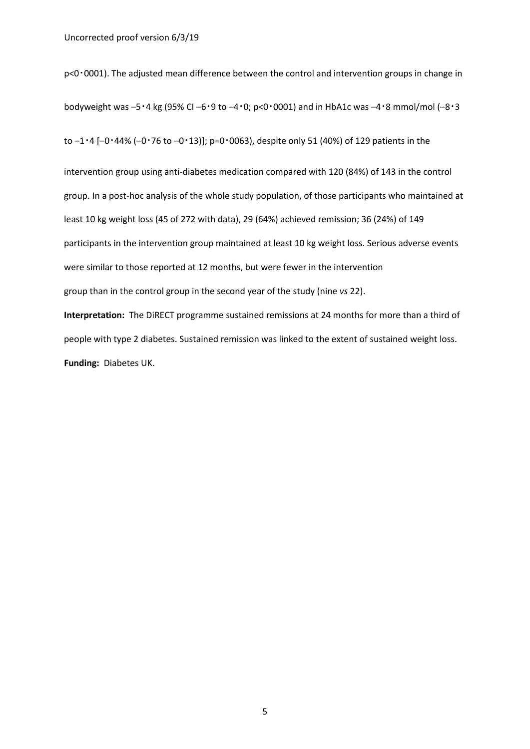p<0·0001). The adjusted mean difference between the control and intervention groups in change in bodyweight was –5·4 kg (95% CI –6·9 to –4·0; p<0·0001) and in HbA1c was –4·8 mmol/mol (–8·3 to –1·4 [–0·44% (–0·76 to –0·13)]; p=0·0063), despite only 51 (40%) of 129 patients in the intervention group using anti-diabetes medication compared with 120 (84%) of 143 in the control group. In a post-hoc analysis of the whole study population, of those participants who maintained at least 10 kg weight loss (45 of 272 with data), 29 (64%) achieved remission; 36 (24%) of 149 participants in the intervention group maintained at least 10 kg weight loss. Serious adverse events were similar to those reported at 12 months, but were fewer in the intervention group than in the control group in the second year of the study (nine *vs* 22).

**Interpretation:** The DiRECT programme sustained remissions at 24 months for more than a third of people with type 2 diabetes. Sustained remission was linked to the extent of sustained weight loss.

**Funding:** Diabetes UK.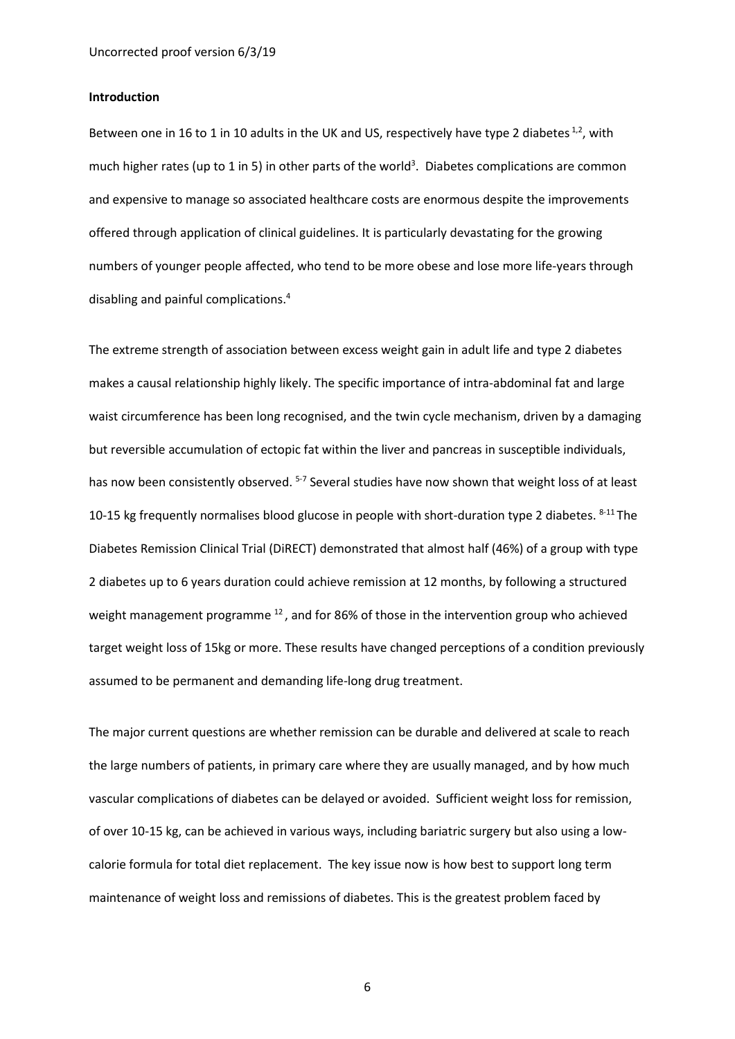**Introduction**

Between one in 16 to 1 in 10 adults in the UK and US, respectively have type 2 diabetes [1,2], with much higher rates (up to 1 in 5) in other parts of the world[3]. Diabetes complications are common and expensive to manage so associated healthcare costs are enormous despite the improvements offered through application of clinical guidelines. It is particularly devastating for the growing numbers of younger people affected, who tend to be more obese and lose more life-years through disabling and painful complications.[4]

The extreme strength of association between excess weight gain in adult life and type 2 diabetes makes a causal relationship highly likely. The specific importance of intra-abdominal fat and large waist circumference has been long recognised, and the twin cycle mechanism, driven by a damaging but reversible accumulation of ectopic fat within the liver and pancreas in susceptible individuals, has now been consistently observed. [5-7] Several studies have now shown that weight loss of at least 10-15 kg frequently normalises blood glucose in people with short-duration type 2 diabetes. [8-11] The Diabetes Remission Clinical Trial (DiRECT) demonstrated that almost half (46%) of a group with type 2 diabetes up to 6 years duration could achieve remission at 12 months, by following a structured weight management programme [12], and for 86% of those in the intervention group who achieved target weight loss of 15kg or more. These results have changed perceptions of a condition previously assumed to be permanent and demanding life-long drug treatment.

The major current questions are whether remission can be durable and delivered at scale to reach the large numbers of patients, in primary care where they are usually managed, and by how much vascular complications of diabetes can be delayed or avoided. Sufficient weight loss for remission, of over 10-15 kg, can be achieved in various ways, including bariatric surgery but also using a low-calorie formula for total diet replacement. The key issue now is how best to support long term maintenance of weight loss and remissions of diabetes. This is the greatest problem faced by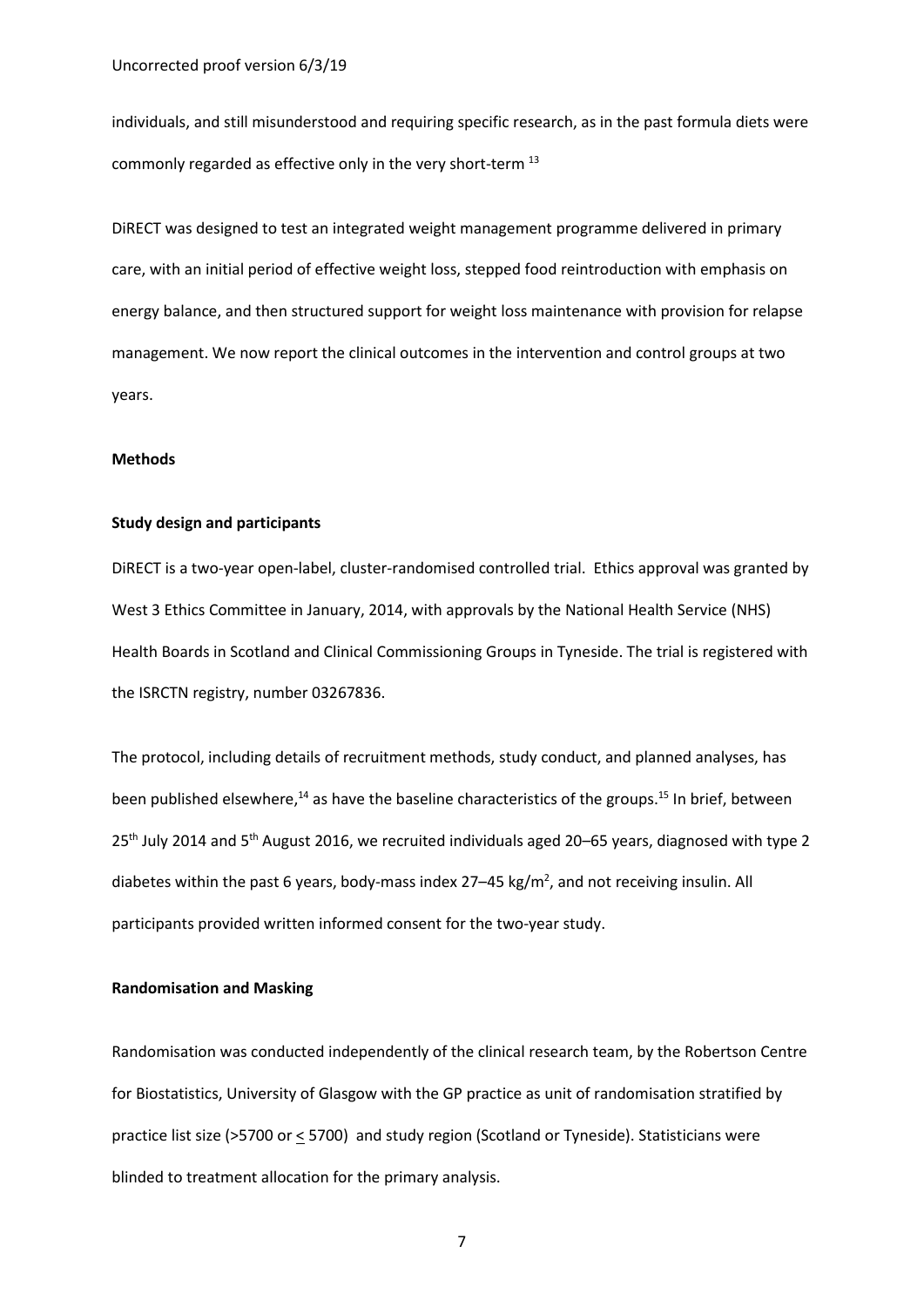individuals, and still misunderstood and requiring specific research, as in the past formula diets were commonly regarded as effective only in the very short-term [13]

DiRECT was designed to test an integrated weight management programme delivered in primary care, with an initial period of effective weight loss, stepped food reintroduction with emphasis on energy balance, and then structured support for weight loss maintenance with provision for relapse management. We now report the clinical outcomes in the intervention and control groups at two years.

## Methods

### Study design and participants

DiRECT is a two-year open-label, cluster-randomised controlled trial. Ethics approval was granted by West 3 Ethics Committee in January, 2014, with approvals by the National Health Service (NHS) Health Boards in Scotland and Clinical Commissioning Groups in Tyneside. The trial is registered with the ISRCTN registry, number 03267836.

The protocol, including details of recruitment methods, study conduct, and planned analyses, has been published elsewhere,[14] as have the baseline characteristics of the groups.[15] In brief, between 25th July 2014 and 5th August 2016, we recruited individuals aged 20–65 years, diagnosed with type 2 diabetes within the past 6 years, body-mass index 27–45 kg/m$^2$, and not receiving insulin. All participants provided written informed consent for the two-year study.

### Randomisation and Masking

Randomisation was conducted independently of the clinical research team, by the Robertson Centre for Biostatistics, University of Glasgow with the GP practice as unit of randomisation stratified by practice list size (>5700 or $\leq$ 5700) and study region (Scotland or Tyneside). Statisticians were blinded to treatment allocation for the primary analysis.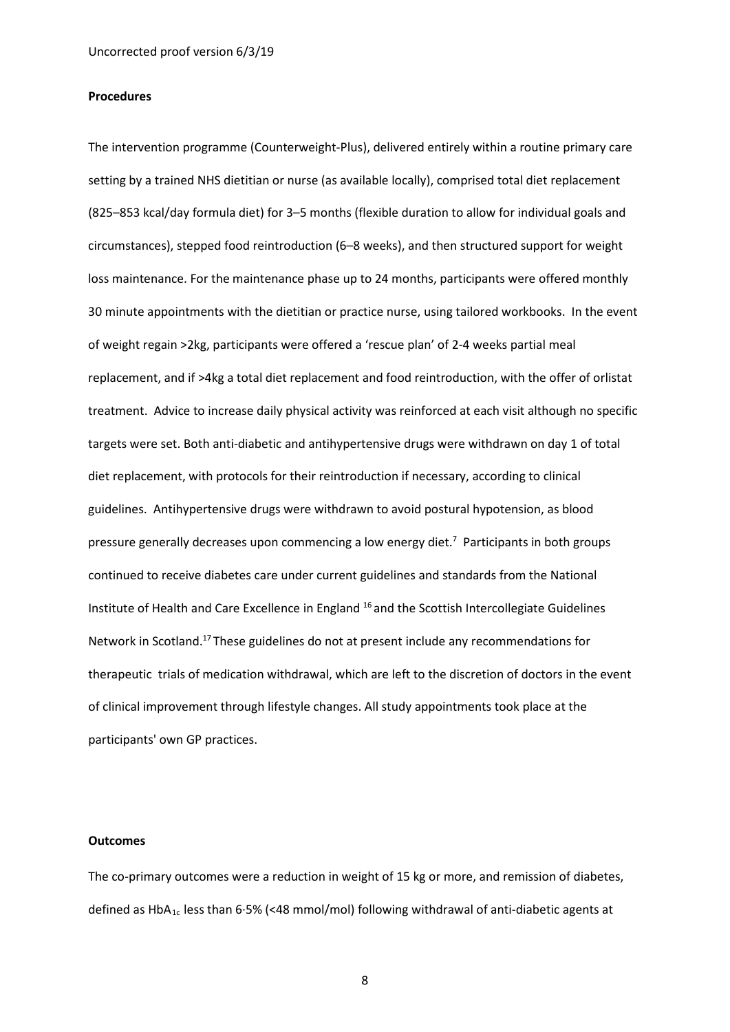**Procedures**

The intervention programme (Counterweight-Plus), delivered entirely within a routine primary care setting by a trained NHS dietitian or nurse (as available locally), comprised total diet replacement (825–853 kcal/day formula diet) for 3–5 months (flexible duration to allow for individual goals and circumstances), stepped food reintroduction (6–8 weeks), and then structured support for weight loss maintenance. For the maintenance phase up to 24 months, participants were offered monthly 30 minute appointments with the dietitian or practice nurse, using tailored workbooks. In the event of weight regain >2kg, participants were offered a 'rescue plan' of 2-4 weeks partial meal replacement, and if >4kg a total diet replacement and food reintroduction, with the offer of orlistat treatment. Advice to increase daily physical activity was reinforced at each visit although no specific targets were set. Both anti-diabetic and antihypertensive drugs were withdrawn on day 1 of total diet replacement, with protocols for their reintroduction if necessary, according to clinical guidelines. Antihypertensive drugs were withdrawn to avoid postural hypotension, as blood pressure generally decreases upon commencing a low energy diet.[7] Participants in both groups continued to receive diabetes care under current guidelines and standards from the National Institute of Health and Care Excellence in England [16] and the Scottish Intercollegiate Guidelines Network in Scotland.[17] These guidelines do not at present include any recommendations for therapeutic trials of medication withdrawal, which are left to the discretion of doctors in the event of clinical improvement through lifestyle changes. All study appointments took place at the participants' own GP practices.

**Outcomes**

The co-primary outcomes were a reduction in weight of 15 kg or more, and remission of diabetes, defined as $HbA_{1c}$ less than 6·5% (<48 mmol/mol) following withdrawal of anti-diabetic agents at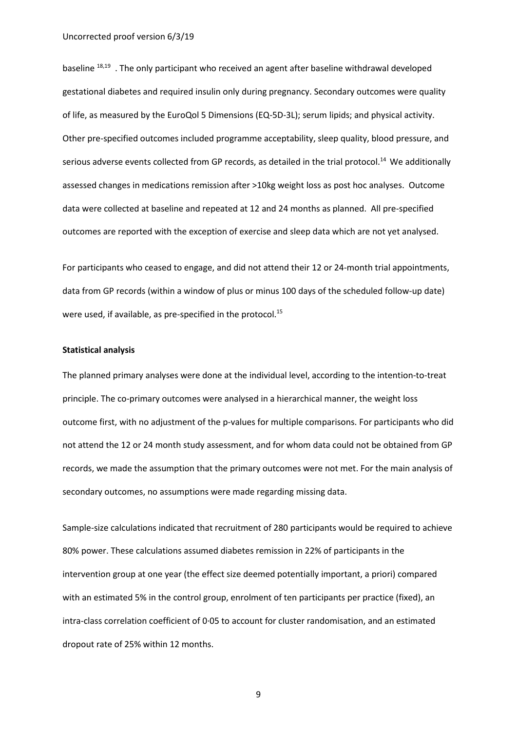baseline [18,19] . The only participant who received an agent after baseline withdrawal developed gestational diabetes and required insulin only during pregnancy. Secondary outcomes were quality of life, as measured by the EuroQol 5 Dimensions (EQ-5D-3L); serum lipids; and physical activity. Other pre-specified outcomes included programme acceptability, sleep quality, blood pressure, and serious adverse events collected from GP records, as detailed in the trial protocol.[14] We additionally assessed changes in medications remission after >10kg weight loss as post hoc analyses. Outcome data were collected at baseline and repeated at 12 and 24 months as planned. All pre-specified outcomes are reported with the exception of exercise and sleep data which are not yet analysed.

For participants who ceased to engage, and did not attend their 12 or 24-month trial appointments, data from GP records (within a window of plus or minus 100 days of the scheduled follow-up date) were used, if available, as pre-specified in the protocol.[15]

**Statistical analysis**

The planned primary analyses were done at the individual level, according to the intention-to-treat principle. The co-primary outcomes were analysed in a hierarchical manner, the weight loss outcome first, with no adjustment of the p-values for multiple comparisons. For participants who did not attend the 12 or 24 month study assessment, and for whom data could not be obtained from GP records, we made the assumption that the primary outcomes were not met. For the main analysis of secondary outcomes, no assumptions were made regarding missing data.

Sample-size calculations indicated that recruitment of 280 participants would be required to achieve 80% power. These calculations assumed diabetes remission in 22% of participants in the intervention group at one year (the effect size deemed potentially important, a priori) compared with an estimated 5% in the control group, enrolment of ten participants per practice (fixed), an intra-class correlation coefficient of 0·05 to account for cluster randomisation, and an estimated dropout rate of 25% within 12 months.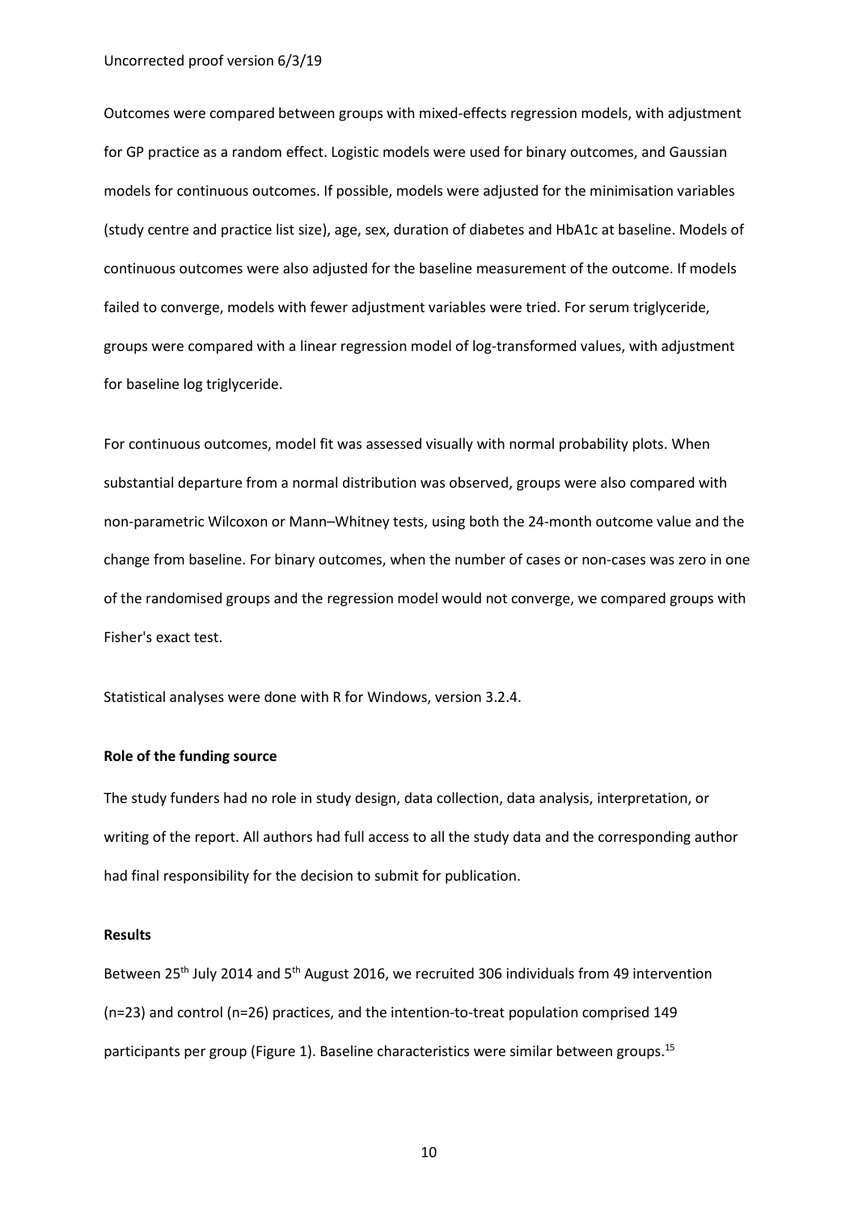Outcomes were compared between groups with mixed-effects regression models, with adjustment for GP practice as a random effect. Logistic models were used for binary outcomes, and Gaussian models for continuous outcomes. If possible, models were adjusted for the minimisation variables (study centre and practice list size), age, sex, duration of diabetes and HbA1c at baseline. Models of continuous outcomes were also adjusted for the baseline measurement of the outcome. If models failed to converge, models with fewer adjustment variables were tried. For serum triglyceride, groups were compared with a linear regression model of log-transformed values, with adjustment for baseline log triglyceride.

For continuous outcomes, model fit was assessed visually with normal probability plots. When substantial departure from a normal distribution was observed, groups were also compared with non-parametric Wilcoxon or Mann–Whitney tests, using both the 24-month outcome value and the change from baseline. For binary outcomes, when the number of cases or non-cases was zero in one of the randomised groups and the regression model would not converge, we compared groups with Fisher's exact test.

Statistical analyses were done with R for Windows, version 3.2.4.

**Role of the funding source**

The study funders had no role in study design, data collection, data analysis, interpretation, or writing of the report. All authors had full access to all the study data and the corresponding author had final responsibility for the decision to submit for publication.

**Results**

Between 25th July 2014 and 5th August 2016, we recruited 306 individuals from 49 intervention (n=23) and control (n=26) practices, and the intention-to-treat population comprised 149 participants per group (Figure 1). Baseline characteristics were similar between groups.[15]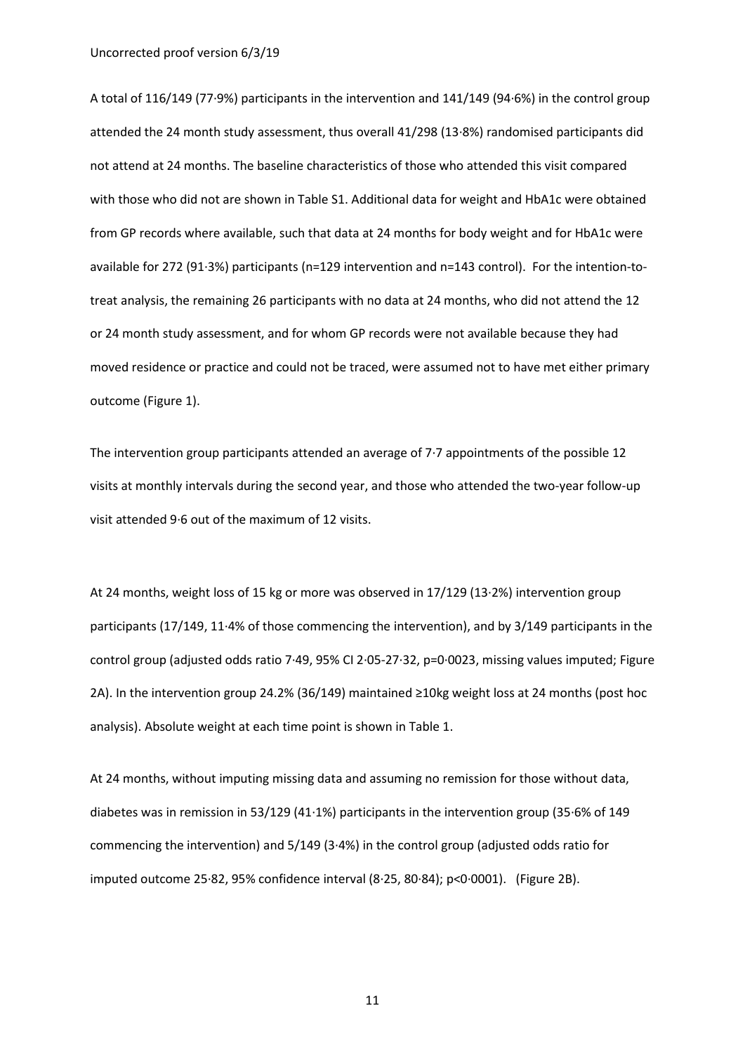A total of 116/149 (77·9%) participants in the intervention and 141/149 (94·6%) in the control group attended the 24 month study assessment, thus overall 41/298 (13·8%) randomised participants did not attend at 24 months. The baseline characteristics of those who attended this visit compared with those who did not are shown in Table S1. Additional data for weight and HbA1c were obtained from GP records where available, such that data at 24 months for body weight and for HbA1c were available for 272 (91·3%) participants (n=129 intervention and n=143 control). For the intention-to-treat analysis, the remaining 26 participants with no data at 24 months, who did not attend the 12 or 24 month study assessment, and for whom GP records were not available because they had moved residence or practice and could not be traced, were assumed not to have met either primary outcome (Figure 1).

The intervention group participants attended an average of 7·7 appointments of the possible 12 visits at monthly intervals during the second year, and those who attended the two-year follow-up visit attended 9·6 out of the maximum of 12 visits.

At 24 months, weight loss of 15 kg or more was observed in 17/129 (13·2%) intervention group participants (17/149, 11·4% of those commencing the intervention), and by 3/149 participants in the control group (adjusted odds ratio 7·49, 95% CI 2·05-27·32, p=0·0023, missing values imputed; Figure 2A). In the intervention group 24.2% (36/149) maintained ≥10kg weight loss at 24 months (post hoc analysis). Absolute weight at each time point is shown in Table 1.

At 24 months, without imputing missing data and assuming no remission for those without data, diabetes was in remission in 53/129 (41·1%) participants in the intervention group (35·6% of 149 commencing the intervention) and 5/149 (3·4%) in the control group (adjusted odds ratio for imputed outcome 25·82, 95% confidence interval (8·25, 80·84); p<0·0001). (Figure 2B).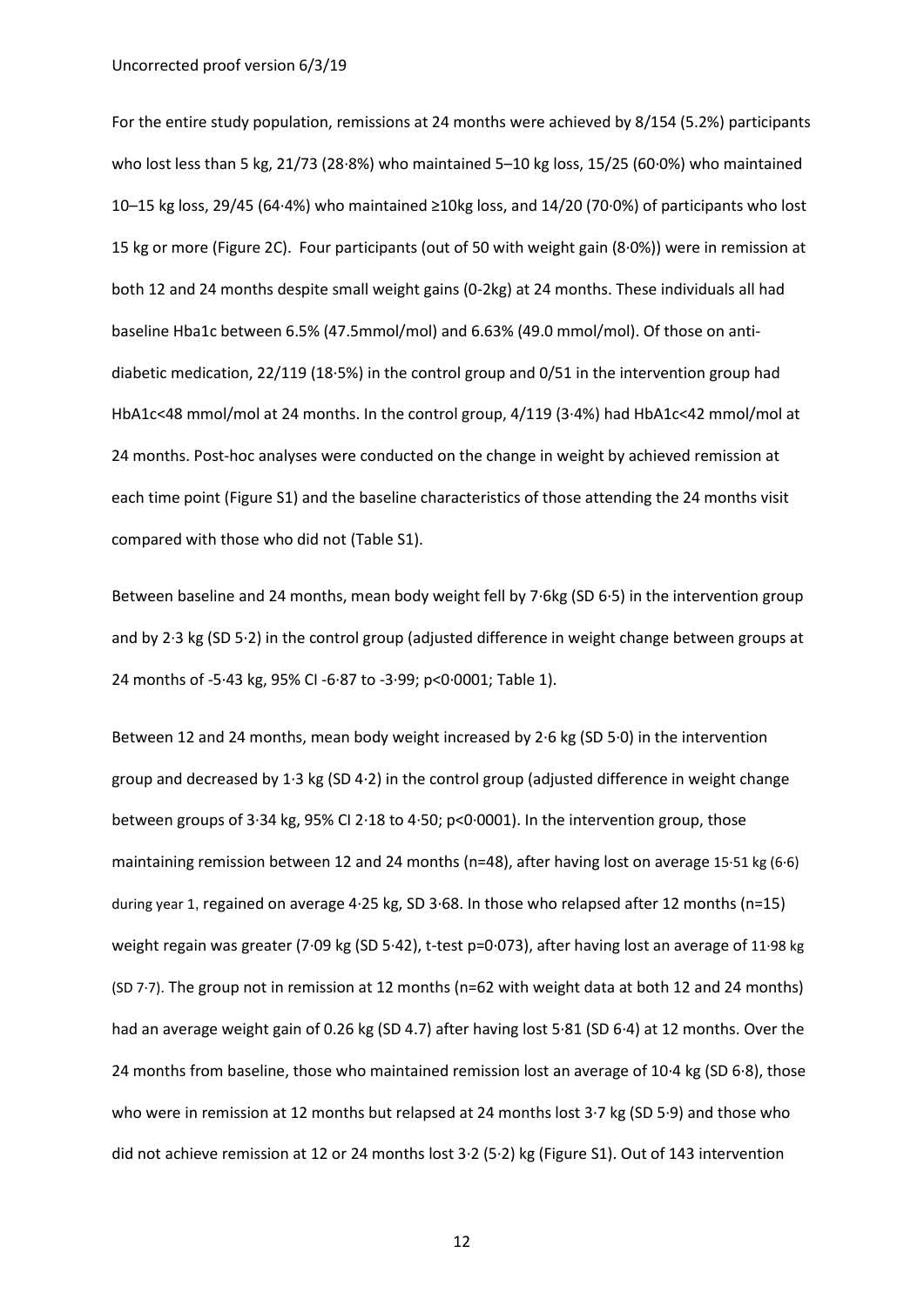For the entire study population, remissions at 24 months were achieved by 8/154 (5.2%) participants who lost less than 5 kg, 21/73 (28·8%) who maintained 5–10 kg loss, 15/25 (60·0%) who maintained 10–15 kg loss, 29/45 (64·4%) who maintained ≥10kg loss, and 14/20 (70·0%) of participants who lost 15 kg or more (Figure 2C). Four participants (out of 50 with weight gain (8·0%)) were in remission at both 12 and 24 months despite small weight gains (0-2kg) at 24 months. These individuals all had baseline Hba1c between 6.5% (47.5mmol/mol) and 6.63% (49.0 mmol/mol). Of those on anti-diabetic medication, 22/119 (18·5%) in the control group and 0/51 in the intervention group had HbA1c<48 mmol/mol at 24 months. In the control group, 4/119 (3·4%) had HbA1c<42 mmol/mol at 24 months. Post-hoc analyses were conducted on the change in weight by achieved remission at each time point (Figure S1) and the baseline characteristics of those attending the 24 months visit compared with those who did not (Table S1).

Between baseline and 24 months, mean body weight fell by 7·6kg (SD 6·5) in the intervention group and by 2·3 kg (SD 5·2) in the control group (adjusted difference in weight change between groups at 24 months of -5·43 kg, 95% CI -6·87 to -3·99; p<0·0001; Table 1).

Between 12 and 24 months, mean body weight increased by 2·6 kg (SD 5·0) in the intervention group and decreased by 1·3 kg (SD 4·2) in the control group (adjusted difference in weight change between groups of 3·34 kg, 95% CI 2·18 to 4·50; p<0·0001). In the intervention group, those maintaining remission between 12 and 24 months (n=48), after having lost on average 15·51 kg (6·6) during year 1, regained on average 4·25 kg, SD 3·68. In those who relapsed after 12 months (n=15) weight regain was greater (7·09 kg (SD 5·42), t-test p=0·073), after having lost an average of 11·98 kg (SD 7·7). The group not in remission at 12 months (n=62 with weight data at both 12 and 24 months) had an average weight gain of 0.26 kg (SD 4.7) after having lost 5·81 (SD 6·4) at 12 months. Over the 24 months from baseline, those who maintained remission lost an average of 10·4 kg (SD 6·8), those who were in remission at 12 months but relapsed at 24 months lost 3·7 kg (SD 5·9) and those who did not achieve remission at 12 or 24 months lost 3·2 (5·2) kg (Figure S1). Out of 143 intervention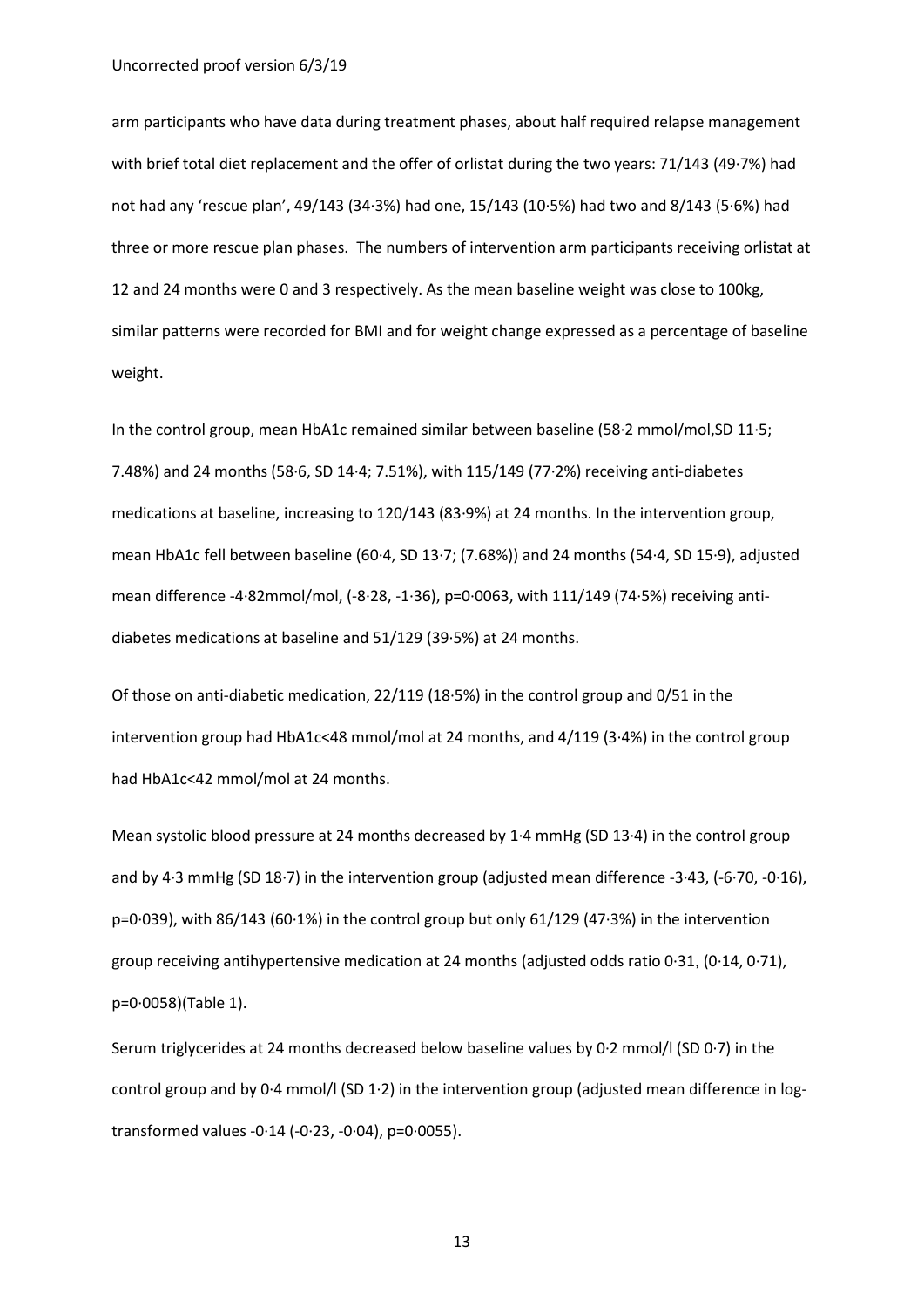arm participants who have data during treatment phases, about half required relapse management with brief total diet replacement and the offer of orlistat during the two years: 71/143 (49·7%) had not had any 'rescue plan', 49/143 (34·3%) had one, 15/143 (10·5%) had two and 8/143 (5·6%) had three or more rescue plan phases. The numbers of intervention arm participants receiving orlistat at 12 and 24 months were 0 and 3 respectively. As the mean baseline weight was close to 100kg, similar patterns were recorded for BMI and for weight change expressed as a percentage of baseline weight.

In the control group, mean HbA1c remained similar between baseline (58·2 mmol/mol,SD 11·5; 7.48%) and 24 months (58·6, SD 14·4; 7.51%), with 115/149 (77·2%) receiving anti-diabetes medications at baseline, increasing to 120/143 (83·9%) at 24 months. In the intervention group, mean HbA1c fell between baseline (60·4, SD 13·7; (7.68%)) and 24 months (54·4, SD 15·9), adjusted mean difference -4·82mmol/mol, (-8·28, -1·36), p=0·0063, with 111/149 (74·5%) receiving anti-diabetes medications at baseline and 51/129 (39·5%) at 24 months.

Of those on anti-diabetic medication, 22/119 (18·5%) in the control group and 0/51 in the intervention group had HbA1c<48 mmol/mol at 24 months, and 4/119 (3·4%) in the control group had HbA1c<42 mmol/mol at 24 months.

Mean systolic blood pressure at 24 months decreased by 1·4 mmHg (SD 13·4) in the control group and by 4·3 mmHg (SD 18·7) in the intervention group (adjusted mean difference -3·43, (-6·70, -0·16), p=0·039), with 86/143 (60·1%) in the control group but only 61/129 (47·3%) in the intervention group receiving antihypertensive medication at 24 months (adjusted odds ratio 0·31, (0·14, 0·71), p=0·0058)(Table 1).

Serum triglycerides at 24 months decreased below baseline values by 0·2 mmol/l (SD 0·7) in the control group and by 0·4 mmol/l (SD 1·2) in the intervention group (adjusted mean difference in log-transformed values -0·14 (-0·23, -0·04), p=0·0055).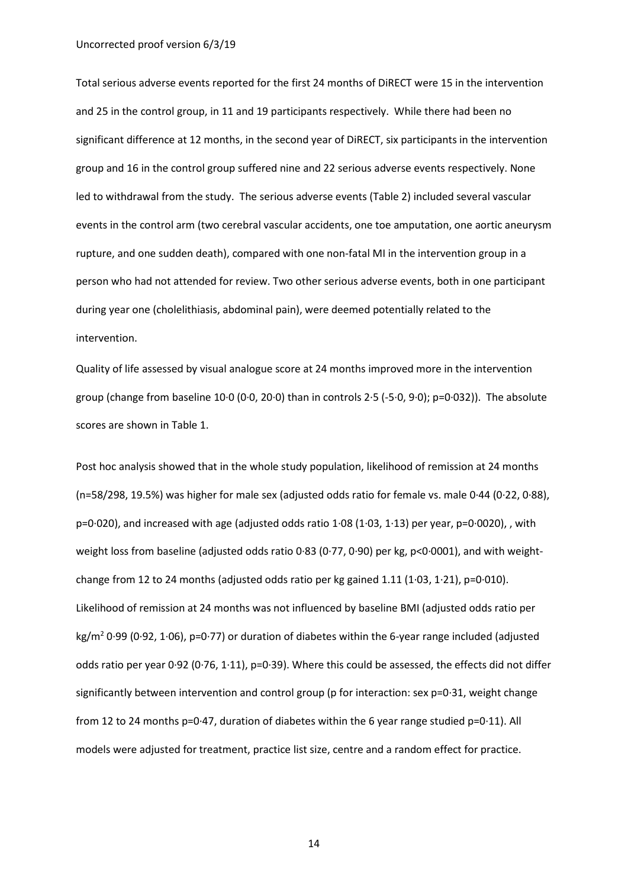Total serious adverse events reported for the first 24 months of DiRECT were 15 in the intervention and 25 in the control group, in 11 and 19 participants respectively. While there had been no significant difference at 12 months, in the second year of DiRECT, six participants in the intervention group and 16 in the control group suffered nine and 22 serious adverse events respectively. None led to withdrawal from the study. The serious adverse events (Table 2) included several vascular events in the control arm (two cerebral vascular accidents, one toe amputation, one aortic aneurysm rupture, and one sudden death), compared with one non-fatal MI in the intervention group in a person who had not attended for review. Two other serious adverse events, both in one participant during year one (cholelithiasis, abdominal pain), were deemed potentially related to the intervention.

Quality of life assessed by visual analogue score at 24 months improved more in the intervention group (change from baseline 10·0 (0·0, 20·0) than in controls 2·5 (-5·0, 9·0); p=0·032)). The absolute scores are shown in Table 1.

Post hoc analysis showed that in the whole study population, likelihood of remission at 24 months (n=58/298, 19.5%) was higher for male sex (adjusted odds ratio for female vs. male 0·44 (0·22, 0·88), p=0·020), and increased with age (adjusted odds ratio 1·08 (1·03, 1·13) per year, p=0·0020), , with weight loss from baseline (adjusted odds ratio 0·83 (0·77, 0·90) per kg, p<0·0001), and with weight-change from 12 to 24 months (adjusted odds ratio per kg gained 1.11 (1·03, 1·21), p=0·010). Likelihood of remission at 24 months was not influenced by baseline BMI (adjusted odds ratio per kg/m$^2$ 0·99 (0·92, 1·06), p=0·77) or duration of diabetes within the 6-year range included (adjusted odds ratio per year 0·92 (0·76, 1·11), p=0·39). Where this could be assessed, the effects did not differ significantly between intervention and control group (p for interaction: sex p=0·31, weight change from 12 to 24 months p=0·47, duration of diabetes within the 6 year range studied p=0·11). All models were adjusted for treatment, practice list size, centre and a random effect for practice.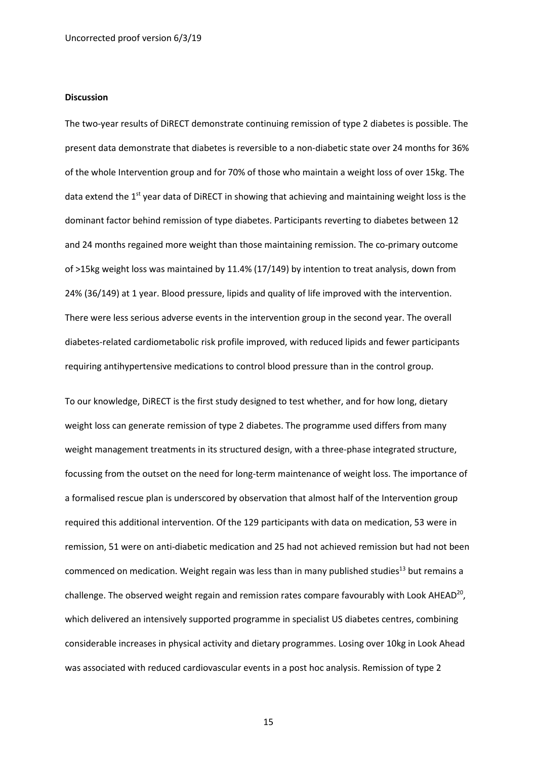**Discussion**

The two-year results of DiRECT demonstrate continuing remission of type 2 diabetes is possible. The present data demonstrate that diabetes is reversible to a non-diabetic state over 24 months for 36% of the whole Intervention group and for 70% of those who maintain a weight loss of over 15kg. The data extend the 1st year data of DiRECT in showing that achieving and maintaining weight loss is the dominant factor behind remission of type diabetes. Participants reverting to diabetes between 12 and 24 months regained more weight than those maintaining remission. The co-primary outcome of >15kg weight loss was maintained by 11.4% (17/149) by intention to treat analysis, down from 24% (36/149) at 1 year. Blood pressure, lipids and quality of life improved with the intervention. There were less serious adverse events in the intervention group in the second year. The overall diabetes-related cardiometabolic risk profile improved, with reduced lipids and fewer participants requiring antihypertensive medications to control blood pressure than in the control group.

To our knowledge, DiRECT is the first study designed to test whether, and for how long, dietary weight loss can generate remission of type 2 diabetes. The programme used differs from many weight management treatments in its structured design, with a three-phase integrated structure, focussing from the outset on the need for long-term maintenance of weight loss. The importance of a formalised rescue plan is underscored by observation that almost half of the Intervention group required this additional intervention. Of the 129 participants with data on medication, 53 were in remission, 51 were on anti-diabetic medication and 25 had not achieved remission but had not been commenced on medication. Weight regain was less than in many published studies[13] but remains a challenge. The observed weight regain and remission rates compare favourably with Look AHEAD[20], which delivered an intensively supported programme in specialist US diabetes centres, combining considerable increases in physical activity and dietary programmes. Losing over 10kg in Look Ahead was associated with reduced cardiovascular events in a post hoc analysis. Remission of type 2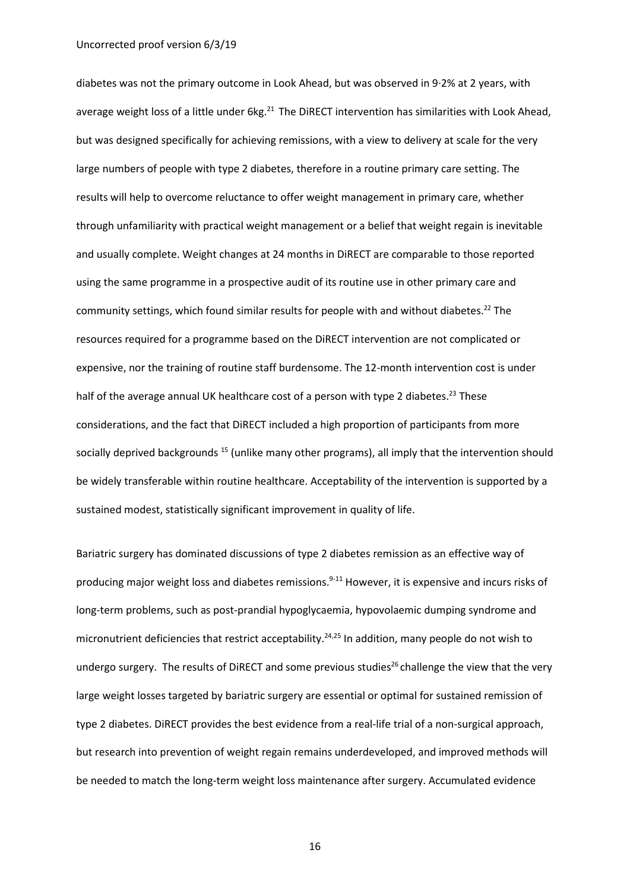diabetes was not the primary outcome in Look Ahead, but was observed in 9·2% at 2 years, with average weight loss of a little under 6kg.[21] The DiRECT intervention has similarities with Look Ahead, but was designed specifically for achieving remissions, with a view to delivery at scale for the very large numbers of people with type 2 diabetes, therefore in a routine primary care setting. The results will help to overcome reluctance to offer weight management in primary care, whether through unfamiliarity with practical weight management or a belief that weight regain is inevitable and usually complete. Weight changes at 24 months in DiRECT are comparable to those reported using the same programme in a prospective audit of its routine use in other primary care and community settings, which found similar results for people with and without diabetes.[22] The resources required for a programme based on the DiRECT intervention are not complicated or expensive, nor the training of routine staff burdensome. The 12-month intervention cost is under half of the average annual UK healthcare cost of a person with type 2 diabetes.[23] These considerations, and the fact that DiRECT included a high proportion of participants from more socially deprived backgrounds [15] (unlike many other programs), all imply that the intervention should be widely transferable within routine healthcare. Acceptability of the intervention is supported by a sustained modest, statistically significant improvement in quality of life.

Bariatric surgery has dominated discussions of type 2 diabetes remission as an effective way of producing major weight loss and diabetes remissions.[9-11] However, it is expensive and incurs risks of long-term problems, such as post-prandial hypoglycaemia, hypovolaemic dumping syndrome and micronutrient deficiencies that restrict acceptability.[24,25] In addition, many people do not wish to undergo surgery. The results of DiRECT and some previous studies[26] challenge the view that the very large weight losses targeted by bariatric surgery are essential or optimal for sustained remission of type 2 diabetes. DiRECT provides the best evidence from a real-life trial of a non-surgical approach, but research into prevention of weight regain remains underdeveloped, and improved methods will be needed to match the long-term weight loss maintenance after surgery. Accumulated evidence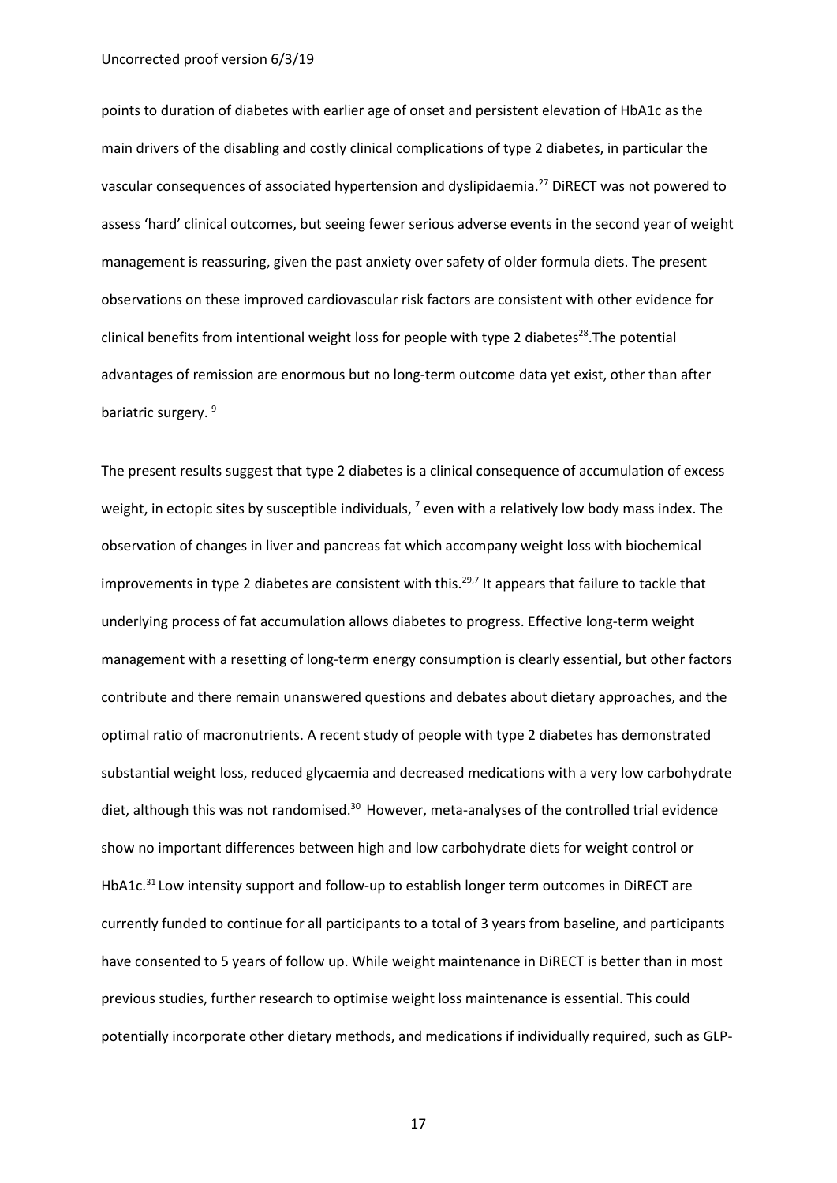points to duration of diabetes with earlier age of onset and persistent elevation of HbA1c as the main drivers of the disabling and costly clinical complications of type 2 diabetes, in particular the vascular consequences of associated hypertension and dyslipidaemia.[27] DiRECT was not powered to assess 'hard' clinical outcomes, but seeing fewer serious adverse events in the second year of weight management is reassuring, given the past anxiety over safety of older formula diets. The present observations on these improved cardiovascular risk factors are consistent with other evidence for clinical benefits from intentional weight loss for people with type 2 diabetes[28].The potential advantages of remission are enormous but no long-term outcome data yet exist, other than after bariatric surgery. [9]

The present results suggest that type 2 diabetes is a clinical consequence of accumulation of excess weight, in ectopic sites by susceptible individuals, [7] even with a relatively low body mass index. The observation of changes in liver and pancreas fat which accompany weight loss with biochemical improvements in type 2 diabetes are consistent with this.[29,7] It appears that failure to tackle that underlying process of fat accumulation allows diabetes to progress. Effective long-term weight management with a resetting of long-term energy consumption is clearly essential, but other factors contribute and there remain unanswered questions and debates about dietary approaches, and the optimal ratio of macronutrients. A recent study of people with type 2 diabetes has demonstrated substantial weight loss, reduced glycaemia and decreased medications with a very low carbohydrate diet, although this was not randomised.[30] However, meta-analyses of the controlled trial evidence show no important differences between high and low carbohydrate diets for weight control or HbA1c.[31] Low intensity support and follow-up to establish longer term outcomes in DiRECT are currently funded to continue for all participants to a total of 3 years from baseline, and participants have consented to 5 years of follow up. While weight maintenance in DiRECT is better than in most previous studies, further research to optimise weight loss maintenance is essential. This could potentially incorporate other dietary methods, and medications if individually required, such as GLP-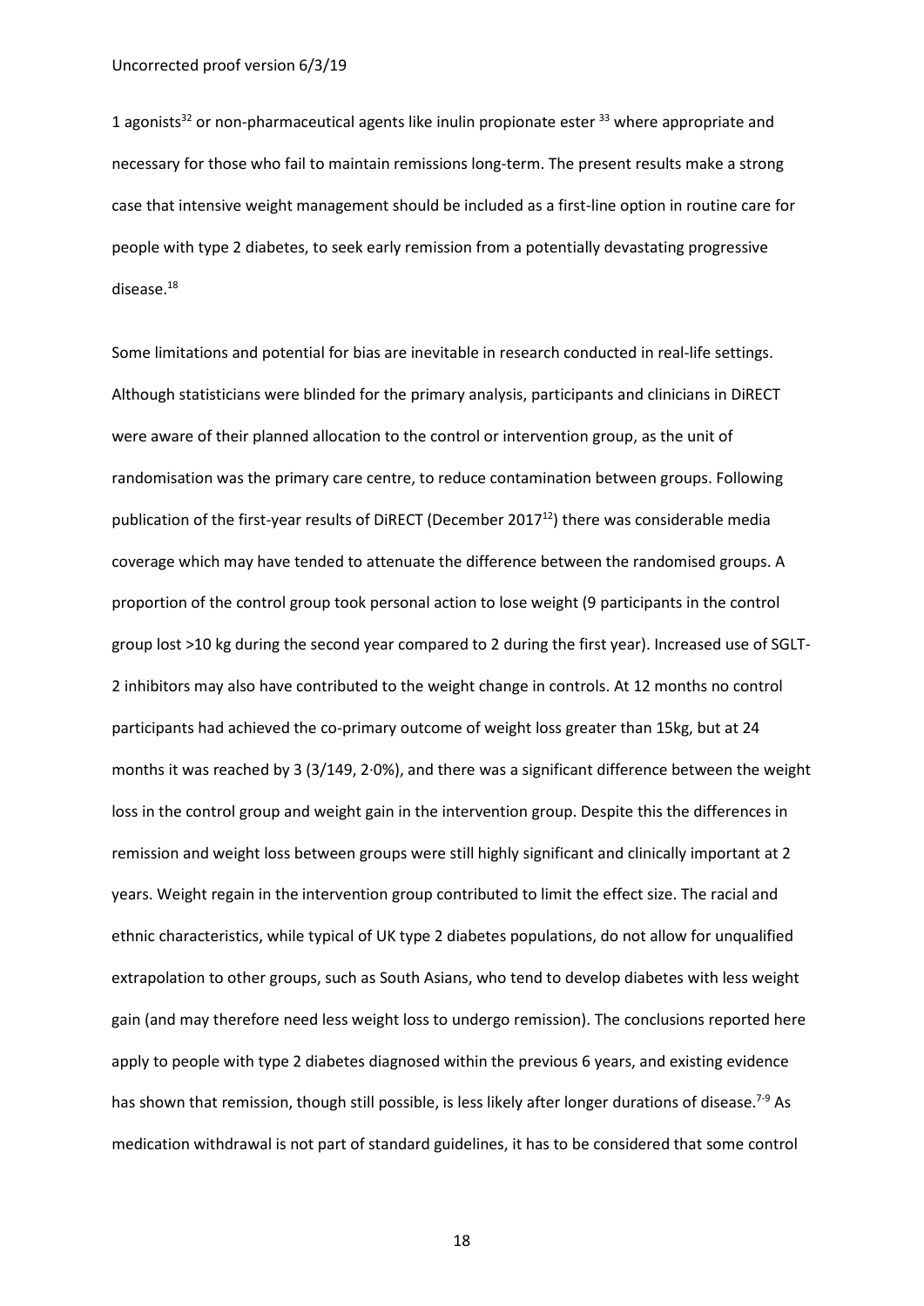1 agonists[32] or non-pharmaceutical agents like inulin propionate ester [33] where appropriate and necessary for those who fail to maintain remissions long-term. The present results make a strong case that intensive weight management should be included as a first-line option in routine care for people with type 2 diabetes, to seek early remission from a potentially devastating progressive disease.[18]

Some limitations and potential for bias are inevitable in research conducted in real-life settings. Although statisticians were blinded for the primary analysis, participants and clinicians in DiRECT were aware of their planned allocation to the control or intervention group, as the unit of randomisation was the primary care centre, to reduce contamination between groups. Following publication of the first-year results of DiRECT (December 2017[12]) there was considerable media coverage which may have tended to attenuate the difference between the randomised groups. A proportion of the control group took personal action to lose weight (9 participants in the control group lost >10 kg during the second year compared to 2 during the first year). Increased use of SGLT-2 inhibitors may also have contributed to the weight change in controls. At 12 months no control participants had achieved the co-primary outcome of weight loss greater than 15kg, but at 24 months it was reached by 3 (3/149, 2·0%), and there was a significant difference between the weight loss in the control group and weight gain in the intervention group. Despite this the differences in remission and weight loss between groups were still highly significant and clinically important at 2 years. Weight regain in the intervention group contributed to limit the effect size. The racial and ethnic characteristics, while typical of UK type 2 diabetes populations, do not allow for unqualified extrapolation to other groups, such as South Asians, who tend to develop diabetes with less weight gain (and may therefore need less weight loss to undergo remission). The conclusions reported here apply to people with type 2 diabetes diagnosed within the previous 6 years, and existing evidence has shown that remission, though still possible, is less likely after longer durations of disease.[7-9] As medication withdrawal is not part of standard guidelines, it has to be considered that some control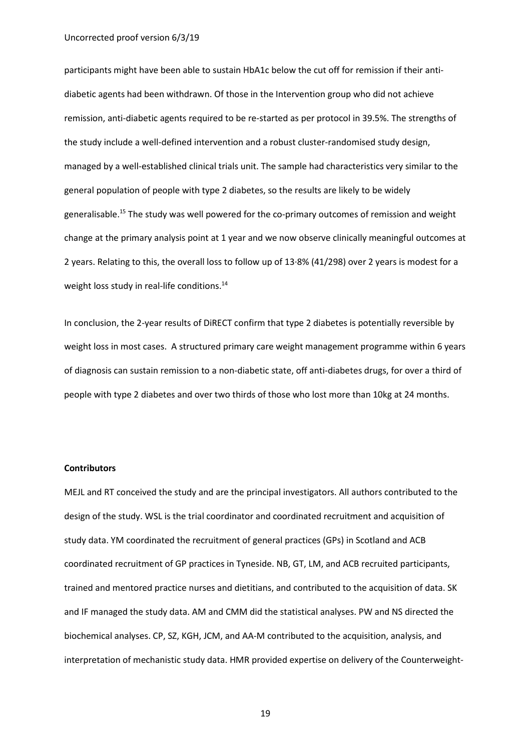participants might have been able to sustain HbA1c below the cut off for remission if their anti-diabetic agents had been withdrawn. Of those in the Intervention group who did not achieve remission, anti-diabetic agents required to be re-started as per protocol in 39.5%. The strengths of the study include a well-defined intervention and a robust cluster-randomised study design, managed by a well-established clinical trials unit. The sample had characteristics very similar to the general population of people with type 2 diabetes, so the results are likely to be widely generalisable.[15] The study was well powered for the co-primary outcomes of remission and weight change at the primary analysis point at 1 year and we now observe clinically meaningful outcomes at 2 years. Relating to this, the overall loss to follow up of 13·8% (41/298) over 2 years is modest for a weight loss study in real-life conditions.[14]

In conclusion, the 2-year results of DiRECT confirm that type 2 diabetes is potentially reversible by weight loss in most cases. A structured primary care weight management programme within 6 years of diagnosis can sustain remission to a non-diabetic state, off anti-diabetes drugs, for over a third of people with type 2 diabetes and over two thirds of those who lost more than 10kg at 24 months.

**Contributors**

MEJL and RT conceived the study and are the principal investigators. All authors contributed to the design of the study. WSL is the trial coordinator and coordinated recruitment and acquisition of study data. YM coordinated the recruitment of general practices (GPs) in Scotland and ACB coordinated recruitment of GP practices in Tyneside. NB, GT, LM, and ACB recruited participants, trained and mentored practice nurses and dietitians, and contributed to the acquisition of data. SK and IF managed the study data. AM and CMM did the statistical analyses. PW and NS directed the biochemical analyses. CP, SZ, KGH, JCM, and AA-M contributed to the acquisition, analysis, and interpretation of mechanistic study data. HMR provided expertise on delivery of the Counterweight-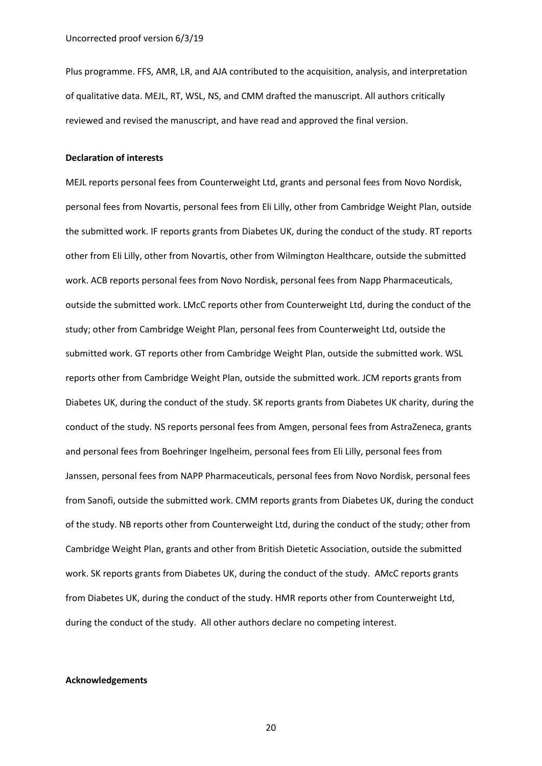Plus programme. FFS, AMR, LR, and AJA contributed to the acquisition, analysis, and interpretation of qualitative data. MEJL, RT, WSL, NS, and CMM drafted the manuscript. All authors critically reviewed and revised the manuscript, and have read and approved the final version.

**Declaration of interests**

MEJL reports personal fees from Counterweight Ltd, grants and personal fees from Novo Nordisk, personal fees from Novartis, personal fees from Eli Lilly, other from Cambridge Weight Plan, outside the submitted work. IF reports grants from Diabetes UK, during the conduct of the study. RT reports other from Eli Lilly, other from Novartis, other from Wilmington Healthcare, outside the submitted work. ACB reports personal fees from Novo Nordisk, personal fees from Napp Pharmaceuticals, outside the submitted work. LMcC reports other from Counterweight Ltd, during the conduct of the study; other from Cambridge Weight Plan, personal fees from Counterweight Ltd, outside the submitted work. GT reports other from Cambridge Weight Plan, outside the submitted work. WSL reports other from Cambridge Weight Plan, outside the submitted work. JCM reports grants from Diabetes UK, during the conduct of the study. SK reports grants from Diabetes UK charity, during the conduct of the study. NS reports personal fees from Amgen, personal fees from AstraZeneca, grants and personal fees from Boehringer Ingelheim, personal fees from Eli Lilly, personal fees from Janssen, personal fees from NAPP Pharmaceuticals, personal fees from Novo Nordisk, personal fees from Sanofi, outside the submitted work. CMM reports grants from Diabetes UK, during the conduct of the study. NB reports other from Counterweight Ltd, during the conduct of the study; other from Cambridge Weight Plan, grants and other from British Dietetic Association, outside the submitted work. SK reports grants from Diabetes UK, during the conduct of the study. AMcC reports grants from Diabetes UK, during the conduct of the study. HMR reports other from Counterweight Ltd, during the conduct of the study. All other authors declare no competing interest.

**Acknowledgements**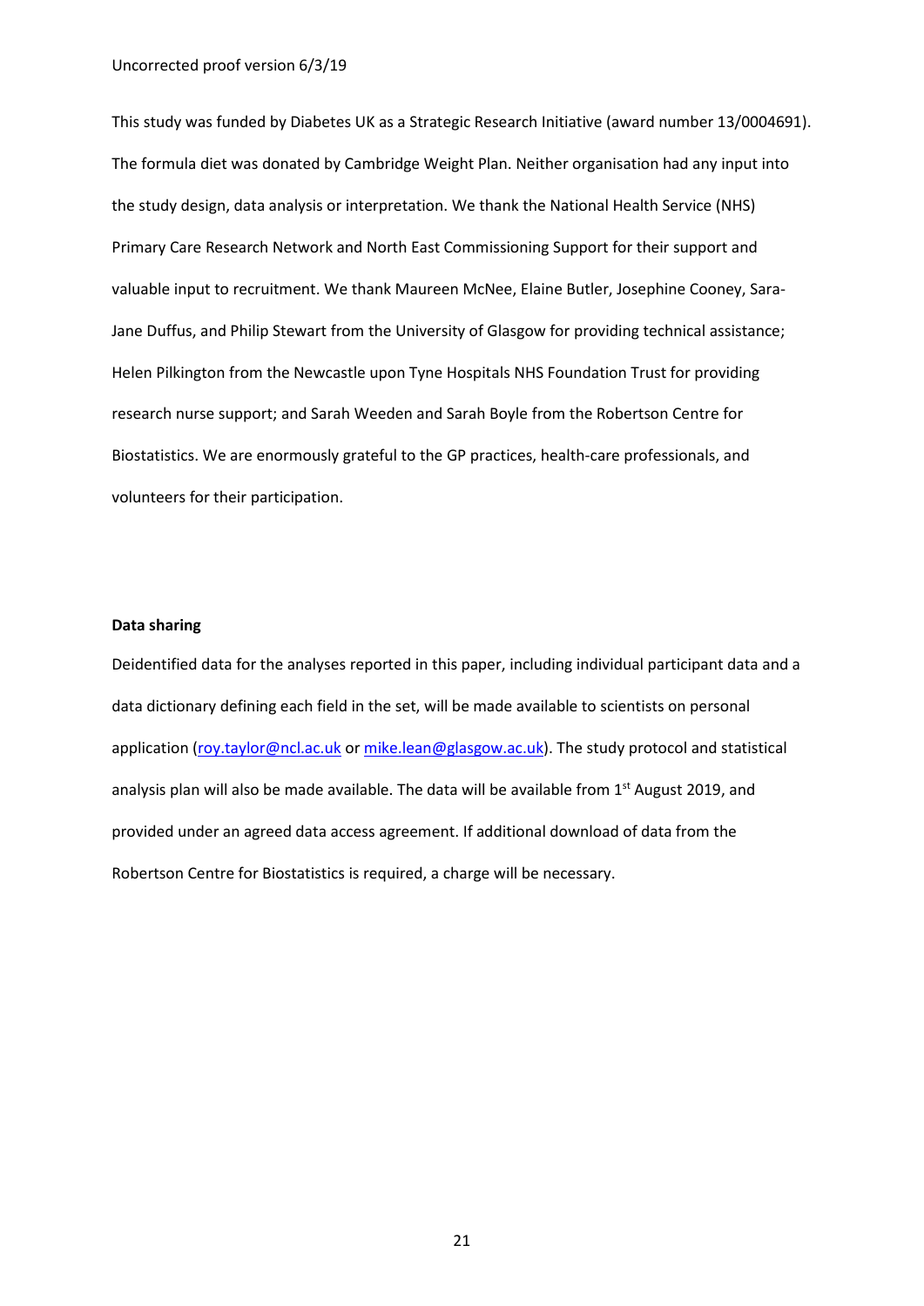This study was funded by Diabetes UK as a Strategic Research Initiative (award number 13/0004691). The formula diet was donated by Cambridge Weight Plan. Neither organisation had any input into the study design, data analysis or interpretation. We thank the National Health Service (NHS) Primary Care Research Network and North East Commissioning Support for their support and valuable input to recruitment. We thank Maureen McNee, Elaine Butler, Josephine Cooney, Sara-Jane Duffus, and Philip Stewart from the University of Glasgow for providing technical assistance; Helen Pilkington from the Newcastle upon Tyne Hospitals NHS Foundation Trust for providing research nurse support; and Sarah Weeden and Sarah Boyle from the Robertson Centre for Biostatistics. We are enormously grateful to the GP practices, health-care professionals, and volunteers for their participation.

**Data sharing**

Deidentified data for the analyses reported in this paper, including individual participant data and a data dictionary defining each field in the set, will be made available to scientists on personal application (roy.taylor@ncl.ac.uk or mike.lean@glasgow.ac.uk). The study protocol and statistical analysis plan will also be made available. The data will be available from 1st August 2019, and provided under an agreed data access agreement. If additional download of data from the Robertson Centre for Biostatistics is required, a charge will be necessary.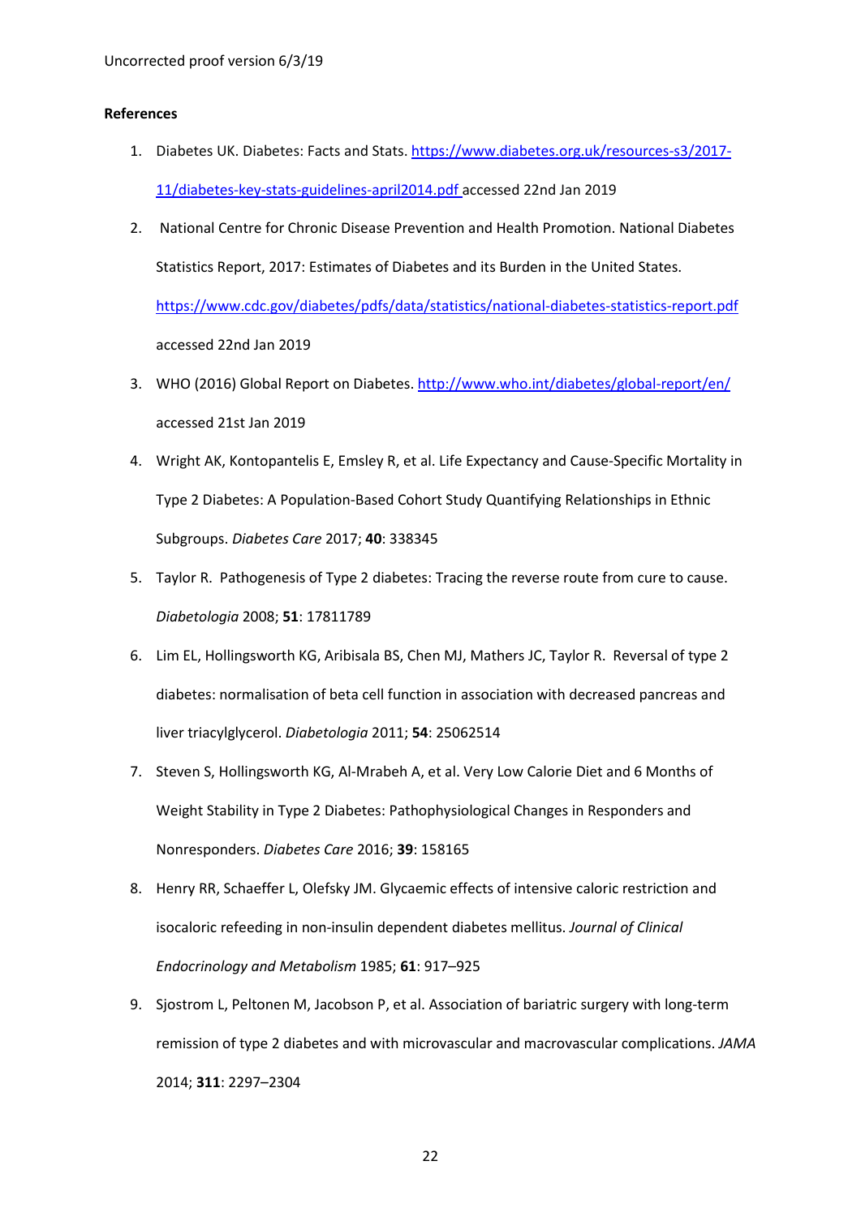**References**

1. Diabetes UK. Diabetes: Facts and Stats. https://www.diabetes.org.uk/resources-s3/2017-11/diabetes-key-stats-guidelines-april2014.pdf accessed 22nd Jan 2019

2. National Centre for Chronic Disease Prevention and Health Promotion. National Diabetes Statistics Report, 2017: Estimates of Diabetes and its Burden in the United States. https://www.cdc.gov/diabetes/pdfs/data/statistics/national-diabetes-statistics-report.pdf accessed 22nd Jan 2019

3. WHO (2016) Global Report on Diabetes. http://www.who.int/diabetes/global-report/en/ accessed 21st Jan 2019

4. Wright AK, Kontopantelis E, Emsley R, et al. Life Expectancy and Cause-Specific Mortality in Type 2 Diabetes: A Population-Based Cohort Study Quantifying Relationships in Ethnic Subgroups. *Diabetes Care* 2017; **40**: 338345

5. Taylor R. Pathogenesis of Type 2 diabetes: Tracing the reverse route from cure to cause. *Diabetologia* 2008; **51**: 17811789

6. Lim EL, Hollingsworth KG, Aribisala BS, Chen MJ, Mathers JC, Taylor R. Reversal of type 2 diabetes: normalisation of beta cell function in association with decreased pancreas and liver triacylglycerol. *Diabetologia* 2011; **54**: 25062514

7. Steven S, Hollingsworth KG, Al-Mrabeh A, et al. Very Low Calorie Diet and 6 Months of Weight Stability in Type 2 Diabetes: Pathophysiological Changes in Responders and Nonresponders. *Diabetes Care* 2016; **39**: 158165

8. Henry RR, Schaeffer L, Olefsky JM. Glycaemic effects of intensive caloric restriction and isocaloric refeeding in non-insulin dependent diabetes mellitus. *Journal of Clinical Endocrinology and Metabolism* 1985; **61**: 917–925

9. Sjostrom L, Peltonen M, Jacobson P, et al. Association of bariatric surgery with long-term remission of type 2 diabetes and with microvascular and macrovascular complications. *JAMA* 2014; **311**: 2297–2304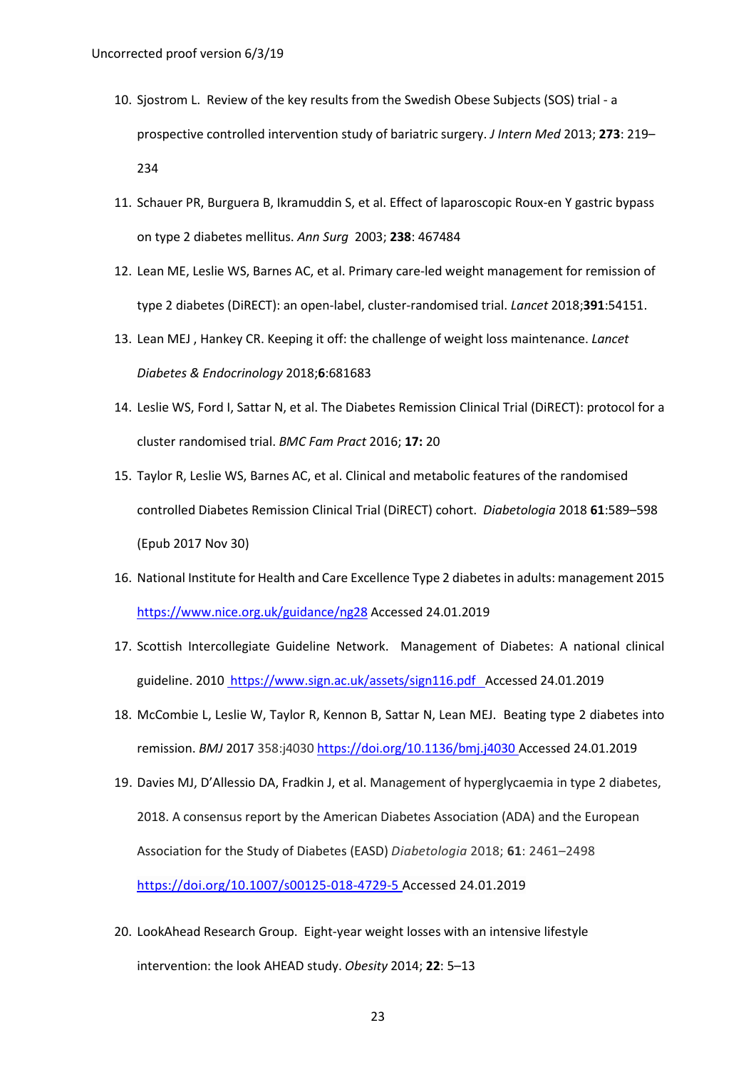10. Sjostrom L. Review of the key results from the Swedish Obese Subjects (SOS) trial - a prospective controlled intervention study of bariatric surgery. *J Intern Med* 2013; **273**: 219–234

11. Schauer PR, Burguera B, Ikramuddin S, et al. Effect of laparoscopic Roux-en Y gastric bypass on type 2 diabetes mellitus. *Ann Surg* 2003; **238**: 467484

12. Lean ME, Leslie WS, Barnes AC, et al. Primary care-led weight management for remission of type 2 diabetes (DiRECT): an open-label, cluster-randomised trial. *Lancet* 2018;**391**:54151.

13. Lean MEJ , Hankey CR. Keeping it off: the challenge of weight loss maintenance. *Lancet Diabetes & Endocrinology* 2018;**6**:681683

14. Leslie WS, Ford I, Sattar N, et al. The Diabetes Remission Clinical Trial (DiRECT): protocol for a cluster randomised trial. *BMC Fam Pract* 2016; **17:** 20

15. Taylor R, Leslie WS, Barnes AC, et al. Clinical and metabolic features of the randomised controlled Diabetes Remission Clinical Trial (DiRECT) cohort. *Diabetologia* 2018 **61**:589–598 (Epub 2017 Nov 30)

16. National Institute for Health and Care Excellence Type 2 diabetes in adults: management 2015 https://www.nice.org.uk/guidance/ng28 Accessed 24.01.2019

17. Scottish Intercollegiate Guideline Network. Management of Diabetes: A national clinical guideline. 2010 https://www.sign.ac.uk/assets/sign116.pdf Accessed 24.01.2019

18. McCombie L, Leslie W, Taylor R, Kennon B, Sattar N, Lean MEJ. Beating type 2 diabetes into remission. *BMJ* 2017 358:j4030 https://doi.org/10.1136/bmj.j4030 Accessed 24.01.2019

19. Davies MJ, D'Allessio DA, Fradkin J, et al. Management of hyperglycaemia in type 2 diabetes, 2018. A consensus report by the American Diabetes Association (ADA) and the European Association for the Study of Diabetes (EASD) *Diabetologia* 2018; **61**: 2461–2498 https://doi.org/10.1007/s00125-018-4729-5 Accessed 24.01.2019

20. LookAhead Research Group. Eight-year weight losses with an intensive lifestyle intervention: the look AHEAD study. *Obesity* 2014; **22**: 5–13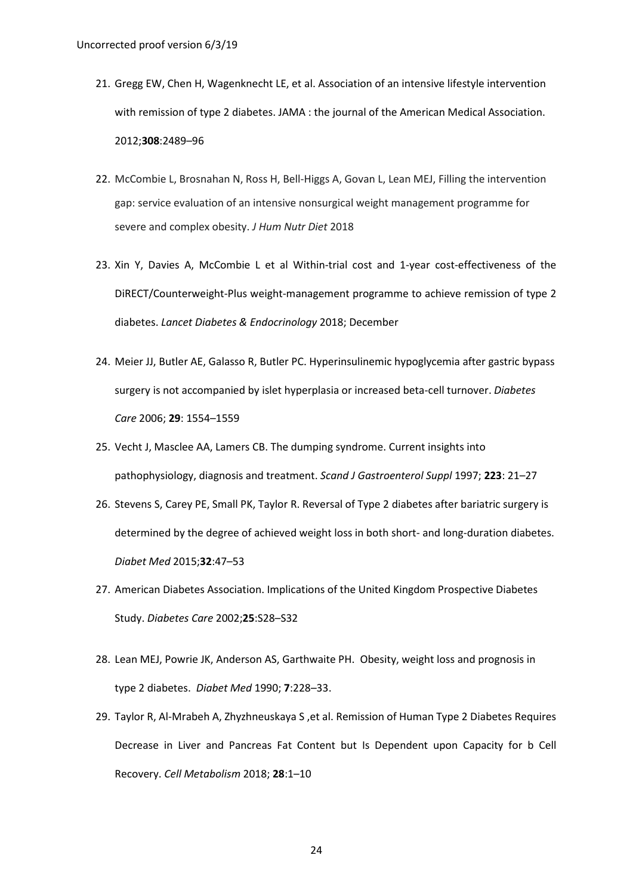21. Gregg EW, Chen H, Wagenknecht LE, et al. Association of an intensive lifestyle intervention with remission of type 2 diabetes. JAMA : the journal of the American Medical Association. 2012;**308**:2489–96

22. McCombie L, Brosnahan N, Ross H, Bell-Higgs A, Govan L, Lean MEJ, Filling the intervention gap: service evaluation of an intensive nonsurgical weight management programme for severe and complex obesity. *J Hum Nutr Diet* 2018

23. Xin Y, Davies A, McCombie L et al Within-trial cost and 1-year cost-effectiveness of the DiRECT/Counterweight-Plus weight-management programme to achieve remission of type 2 diabetes. *Lancet Diabetes & Endocrinology* 2018; December

24. Meier JJ, Butler AE, Galasso R, Butler PC. Hyperinsulinemic hypoglycemia after gastric bypass surgery is not accompanied by islet hyperplasia or increased beta-cell turnover. *Diabetes Care* 2006; **29**: 1554–1559

25. Vecht J, Masclee AA, Lamers CB. The dumping syndrome. Current insights into pathophysiology, diagnosis and treatment. *Scand J Gastroenterol Suppl* 1997; **223**: 21–27

26. Stevens S, Carey PE, Small PK, Taylor R. Reversal of Type 2 diabetes after bariatric surgery is determined by the degree of achieved weight loss in both short- and long-duration diabetes. *Diabet Med* 2015;**32**:47–53

27. American Diabetes Association. Implications of the United Kingdom Prospective Diabetes Study. *Diabetes Care* 2002;**25**:S28–S32

28. Lean MEJ, Powrie JK, Anderson AS, Garthwaite PH. Obesity, weight loss and prognosis in type 2 diabetes. *Diabet Med* 1990; **7**:228–33.

29. Taylor R, Al-Mrabeh A, Zhyzhneuskaya S ,et al. Remission of Human Type 2 Diabetes Requires Decrease in Liver and Pancreas Fat Content but Is Dependent upon Capacity for b Cell Recovery. *Cell Metabolism* 2018; **28**:1–10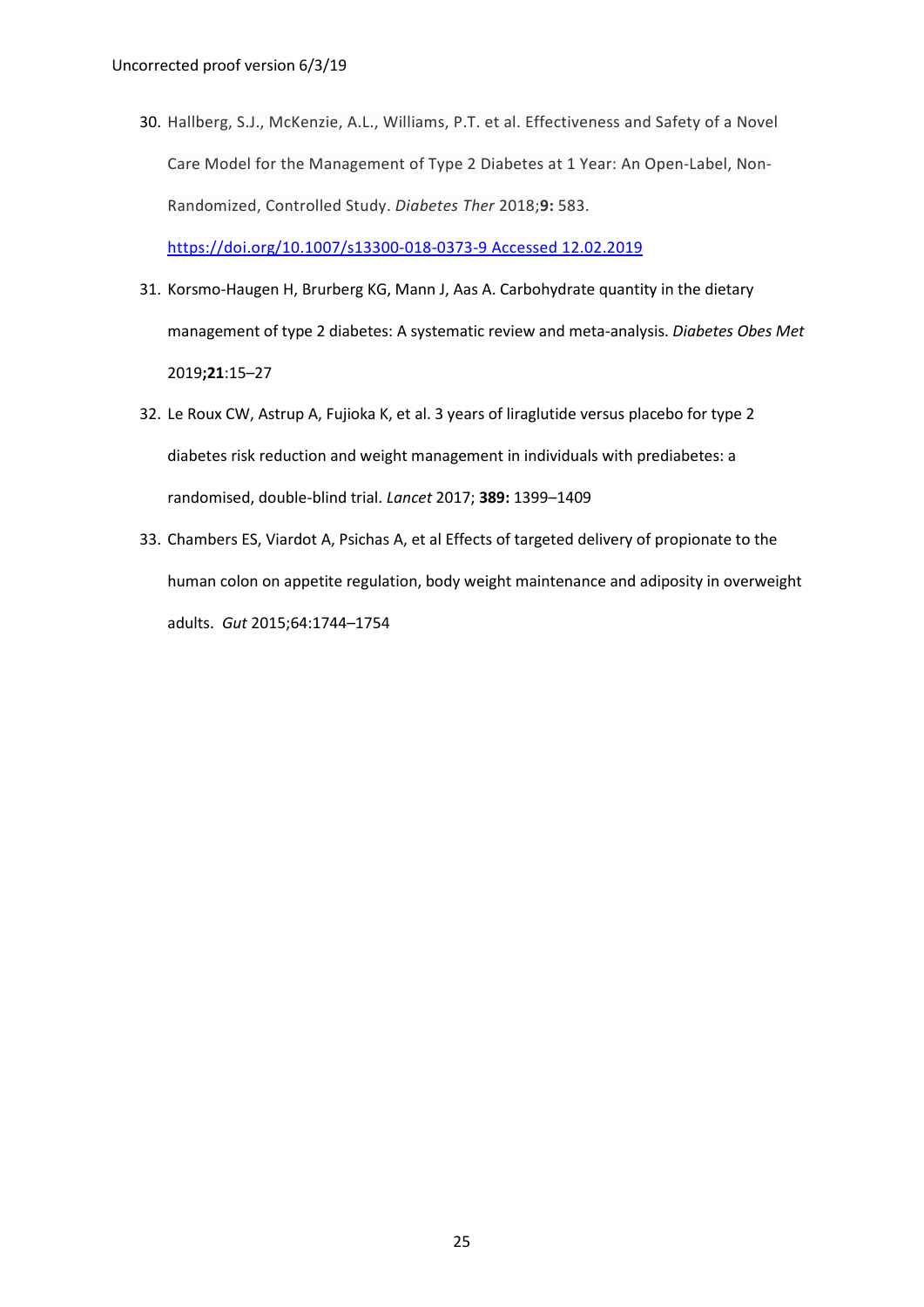30. Hallberg, S.J., McKenzie, A.L., Williams, P.T. et al. Effectiveness and Safety of a Novel Care Model for the Management of Type 2 Diabetes at 1 Year: An Open-Label, Non-Randomized, Controlled Study. *Diabetes Ther* 2018;**9:** 583. https://doi.org/10.1007/s13300-018-0373-9 Accessed 12.02.2019

31. Korsmo-Haugen H, Brurberg KG, Mann J, Aas A. Carbohydrate quantity in the dietary management of type 2 diabetes: A systematic review and meta-analysis. *Diabetes Obes Met* 2019**;21**:15–27

32. Le Roux CW, Astrup A, Fujioka K, et al. 3 years of liraglutide versus placebo for type 2 diabetes risk reduction and weight management in individuals with prediabetes: a randomised, double-blind trial. *Lancet* 2017; **389:** 1399–1409

33. Chambers ES, Viardot A, Psichas A, et al Effects of targeted delivery of propionate to the human colon on appetite regulation, body weight maintenance and adiposity in overweight adults. *Gut* 2015;64:1744–1754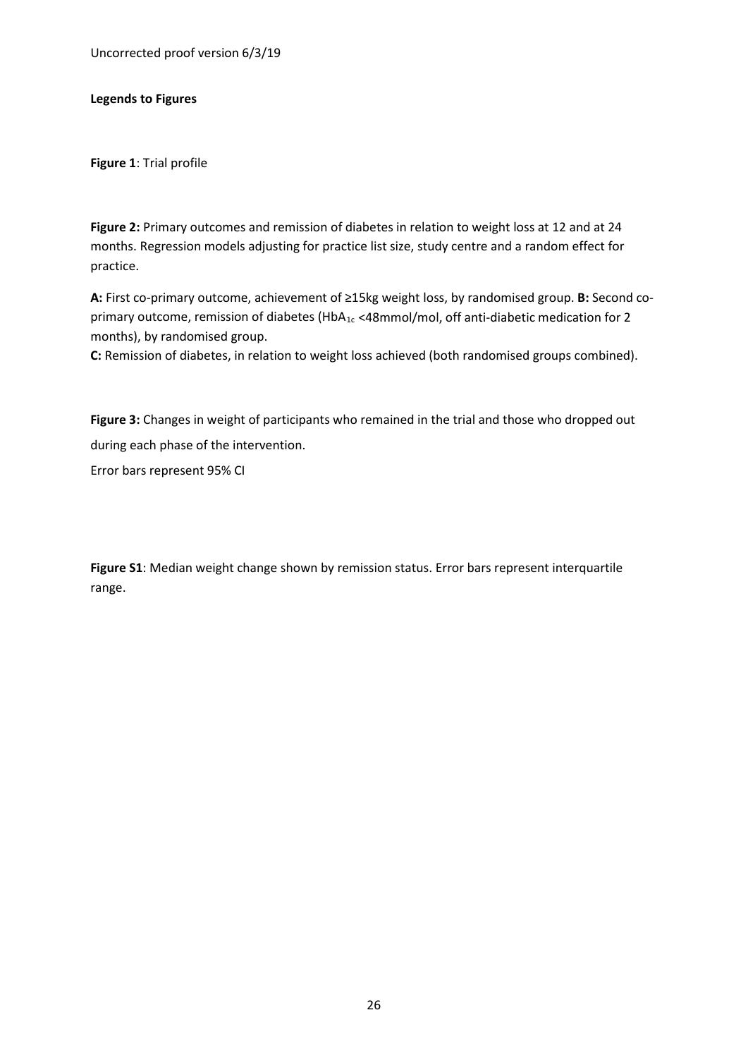Uncorrected proof version 6/3/19

**Legends to Figures**

**Figure 1**: Trial profile

**Figure 2:** Primary outcomes and remission of diabetes in relation to weight loss at 12 and at 24 months. Regression models adjusting for practice list size, study centre and a random effect for practice.

**A:** First co-primary outcome, achievement of ≥15kg weight loss, by randomised group. **B:** Second co-primary outcome, remission of diabetes ($HbA_{1c}$ <48mmol/mol, off anti-diabetic medication for 2 months), by randomised group.
**C:** Remission of diabetes, in relation to weight loss achieved (both randomised groups combined).

**Figure 3:** Changes in weight of participants who remained in the trial and those who dropped out during each phase of the intervention.
Error bars represent 95% CI

**Figure S1**: Median weight change shown by remission status. Error bars represent interquartile range.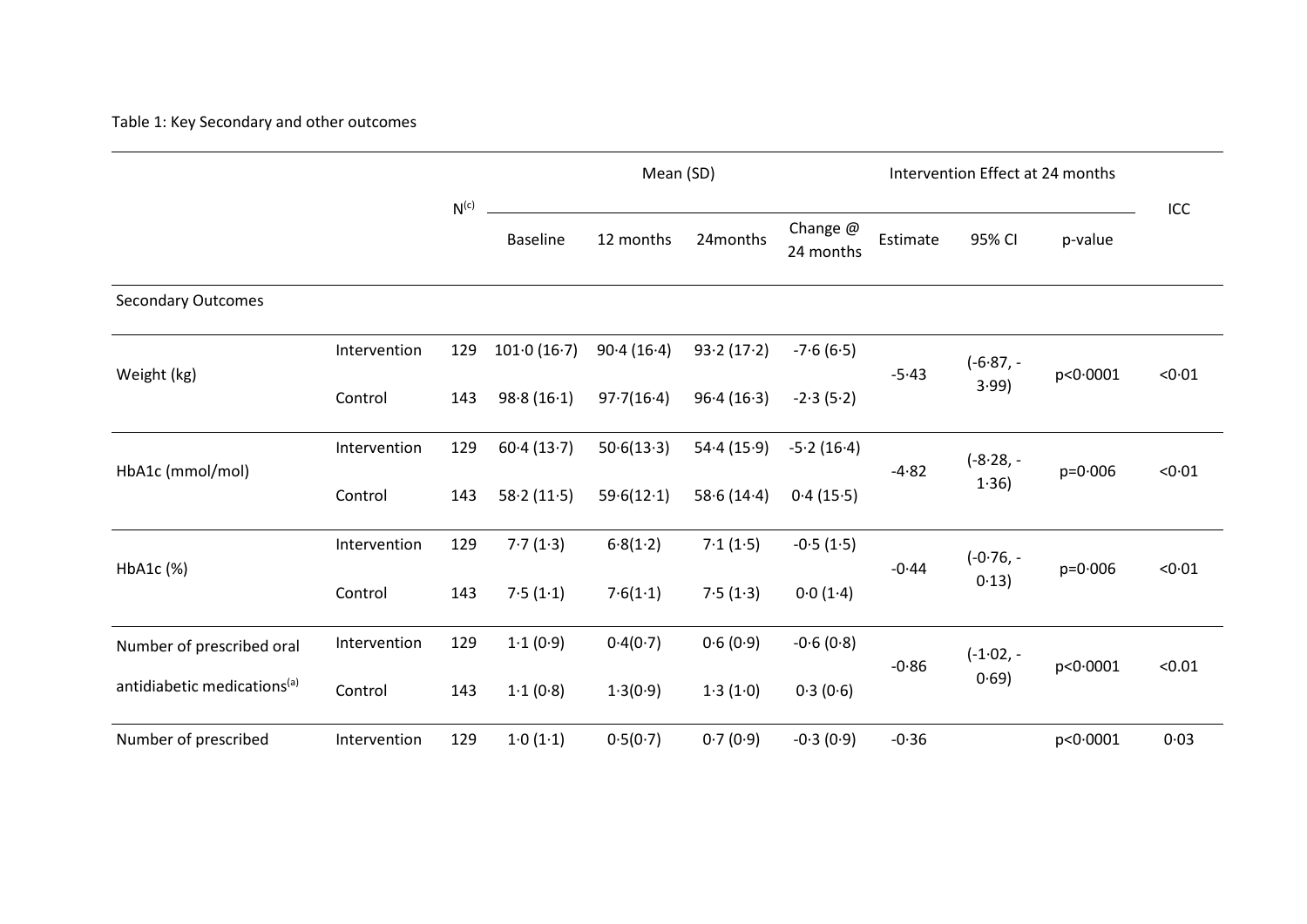Table 1: Key Secondary and other outcomes

| | | N[c] | Mean (SD) | | | | Intervention Effect at 24 months | | | ICC |
|---|---|---|---|---|---|---|---|---|---|---|
| | | | Baseline | 12 months | 24months | Change @ 24 months | Estimate | 95% CI | p-value | |
| Secondary Outcomes | | | | | | | | | | |
| Weight (kg) | Intervention | 129 | 101·0 (16·7) | 90·4 (16·4) | 93·2 (17·2) | -7·6 (6·5) | -5·43 | (-6·87, -3·99) | p<0·0001 | <0·01 |
| | Control | 143 | 98·8 (16·1) | 97·7(16·4) | 96·4 (16·3) | -2·3 (5·2) | | | | |
| HbA1c (mmol/mol) | Intervention | 129 | 60·4 (13·7) | 50·6(13·3) | 54·4 (15·9) | -5·2 (16·4) | -4·82 | (-8·28, -1·36) | p=0·006 | <0·01 |
| | Control | 143 | 58·2 (11·5) | 59·6(12·1) | 58·6 (14·4) | 0·4 (15·5) | | | | |
| HbA1c (%) | Intervention | 129 | 7·7 (1·3) | 6·8(1·2) | 7·1 (1·5) | -0·5 (1·5) | -0·44 | (-0·76, -0·13) | p=0·006 | <0·01 |
| | Control | 143 | 7·5 (1·1) | 7·6(1·1) | 7·5 (1·3) | 0·0 (1·4) | | | | |
| Number of prescribed oral antidiabetic medications[a] | Intervention | 129 | 1·1 (0·9) | 0·4(0·7) | 0·6 (0·9) | -0·6 (0·8) | -0·86 | (-1·02, -0·69) | p<0·0001 | <0.01 |
| | Control | 143 | 1·1 (0·8) | 1·3(0·9) | 1·3 (1·0) | 0·3 (0·6) | | | | |
| Number of prescribed | Intervention | 129 | 1·0 (1·1) | 0·5(0·7) | 0·7 (0·9) | -0·3 (0·9) | -0·36 | | p<0·0001 | 0·03 |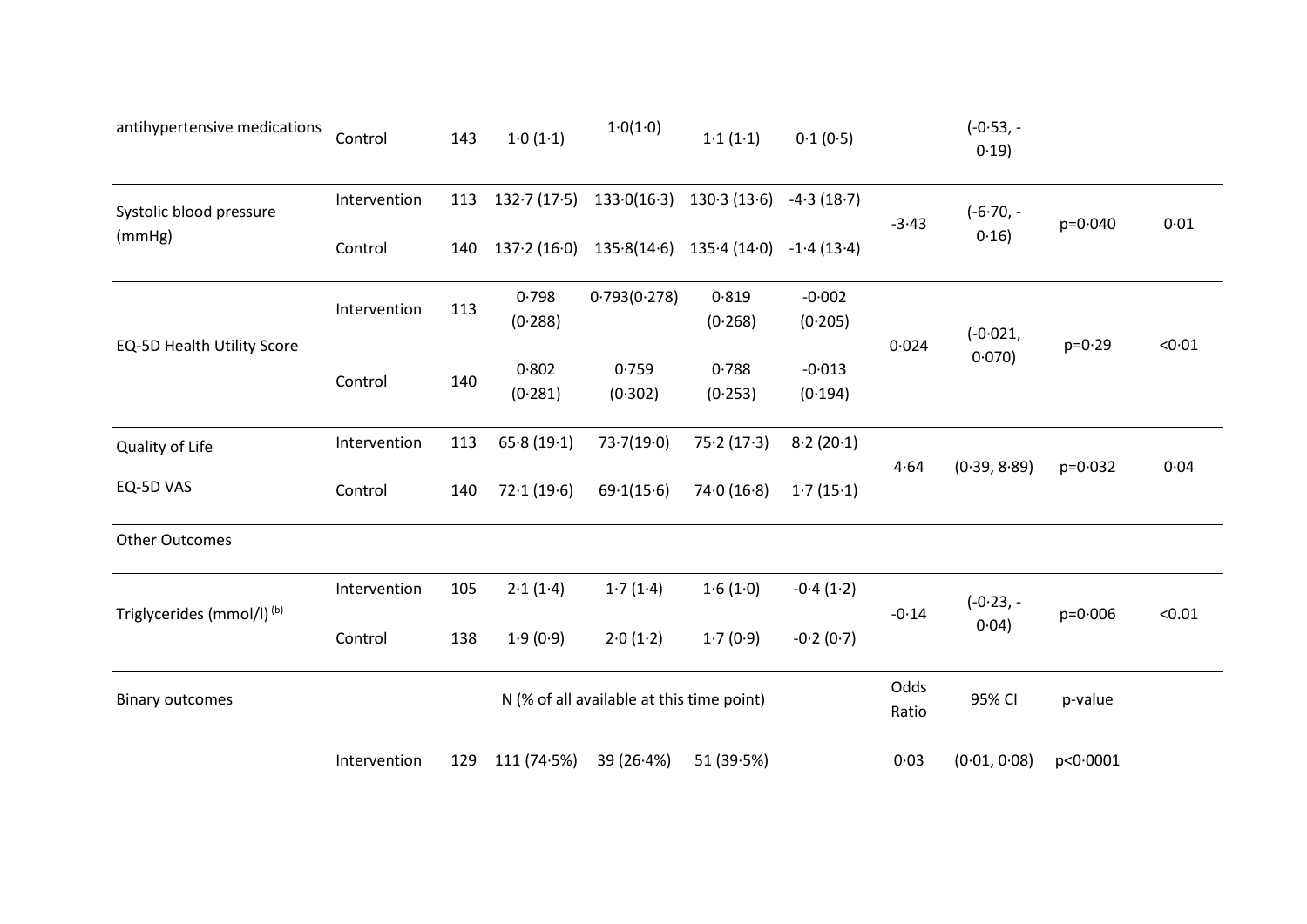| antihypertensive medications | Control | 143 | 1·0 (1·1) | 1·0(1·0) | 1·1 (1·1) | 0·1 (0·5) | | (-0·53, -0·19) | | |
|---|---|---|---|---|---|---|---|---|---|---|
| Systolic blood pressure (mmHg) | Intervention | 113 | 132·7 (17·5) | 133·0(16·3) | 130·3 (13·6) | -4·3 (18·7) | -3·43 | (-6·70, -0·16) | p=0·040 | 0·01 |
| | Control | 140 | 137·2 (16·0) | 135·8(14·6) | 135·4 (14·0) | -1·4 (13·4) | | | | |
| EQ-5D Health Utility Score | Intervention | 113 | 0·798 (0·288) | 0·793(0·278) | 0·819 (0·268) | -0·002 (0·205) | 0·024 | (-0·021, 0·070) | p=0·29 | <0·01 |
| | Control | 140 | 0·802 (0·281) | 0·759 (0·302) | 0·788 (0·253) | -0·013 (0·194) | | | | |
| Quality of Life EQ-5D VAS | Intervention | 113 | 65·8 (19·1) | 73·7(19·0) | 75·2 (17·3) | 8·2 (20·1) | 4·64 | (0·39, 8·89) | p=0·032 | 0·04 |
| | Control | 140 | 72·1 (19·6) | 69·1(15·6) | 74·0 (16·8) | 1·7 (15·1) | | | | |
| Other Outcomes | | | | | | | | | | |
| Triglycerides (mmol/l) [(b)] | Intervention | 105 | 2·1 (1·4) | 1·7 (1·4) | 1·6 (1·0) | -0·4 (1·2) | -0·14 | (-0·23, -0·04) | p=0·006 | <0.01 |
| | Control | 138 | 1·9 (0·9) | 2·0 (1·2) | 1·7 (0·9) | -0·2 (0·7) | | | | |
| Binary outcomes | | | N (% of all available at this time point) | | | | Odds Ratio | 95% CI | p-value | |
| | Intervention | 129 | 111 (74·5%) | 39 (26·4%) | 51 (39·5%) | | 0·03 | (0·01, 0·08) | p<0·0001 | |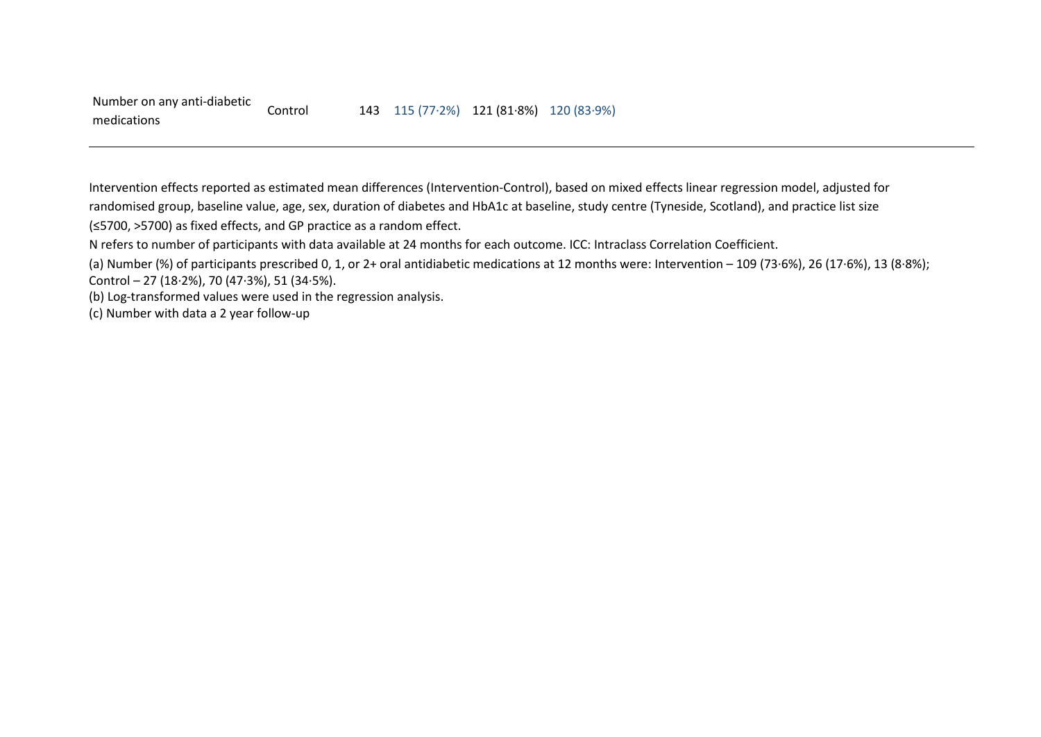| Number on any anti-diabetic medications | Control | 143 | 115 (77·2%) | 121 (81·8%) | 120 (83·9%) |
|---|---|---|---|---|---|

Intervention effects reported as estimated mean differences (Intervention-Control), based on mixed effects linear regression model, adjusted for randomised group, baseline value, age, sex, duration of diabetes and HbA1c at baseline, study centre (Tyneside, Scotland), and practice list size (≤5700, >5700) as fixed effects, and GP practice as a random effect.

N refers to number of participants with data available at 24 months for each outcome. ICC: Intraclass Correlation Coefficient.

(a) Number (%) of participants prescribed 0, 1, or 2+ oral antidiabetic medications at 12 months were: Intervention – 109 (73·6%), 26 (17·6%), 13 (8·8%); Control – 27 (18·2%), 70 (47·3%), 51 (34·5%).

(b) Log-transformed values were used in the regression analysis.

(c) Number with data a 2 year follow-up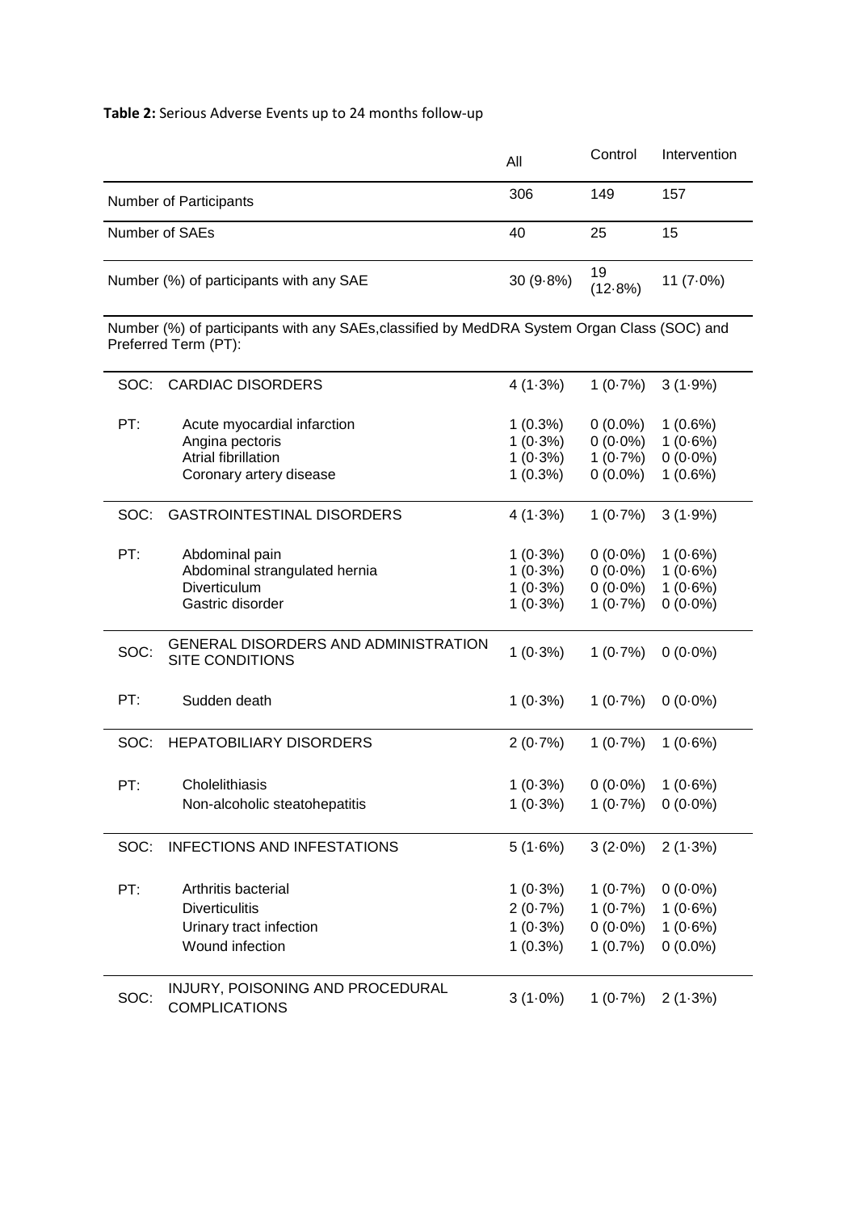**Table 2:** Serious Adverse Events up to 24 months follow-up

| | | All | Control | Intervention |
|---|---|---|---|---|
| Number of Participants | | 306 | 149 | 157 |
| Number of SAEs | | 40 | 25 | 15 |
| Number (%) of participants with any SAE | | 30 (9·8%) | 19 (12·8%) | 11 (7·0%) |
| Number (%) of participants with any SAEs,classified by MedDRA System Organ Class (SOC) and Preferred Term (PT): | | | | |
| SOC: | CARDIAC DISORDERS | 4 (1·3%) | 1 (0·7%) | 3 (1·9%) |
| PT: | Acute myocardial infarction | 1 (0.3%) | 0 (0.0%) | 1 (0.6%) |
| | Angina pectoris | 1 (0·3%) | 0 (0·0%) | 1 (0·6%) |
| | Atrial fibrillation | 1 (0·3%) | 1 (0·7%) | 0 (0·0%) |
| | Coronary artery disease | 1 (0.3%) | 0 (0.0%) | 1 (0.6%) |
| SOC: | GASTROINTESTINAL DISORDERS | 4 (1·3%) | 1 (0·7%) | 3 (1·9%) |
| PT: | Abdominal pain | 1 (0·3%) | 0 (0·0%) | 1 (0·6%) |
| | Abdominal strangulated hernia | 1 (0·3%) | 0 (0·0%) | 1 (0·6%) |
| | Diverticulum | 1 (0·3%) | 0 (0·0%) | 1 (0·6%) |
| | Gastric disorder | 1 (0·3%) | 1 (0·7%) | 0 (0·0%) |
| SOC: | GENERAL DISORDERS AND ADMINISTRATION SITE CONDITIONS | 1 (0·3%) | 1 (0·7%) | 0 (0·0%) |
| PT: | Sudden death | 1 (0·3%) | 1 (0·7%) | 0 (0·0%) |
| SOC: | HEPATOBILIARY DISORDERS | 2 (0·7%) | 1 (0·7%) | 1 (0·6%) |
| PT: | Cholelithiasis | 1 (0·3%) | 0 (0·0%) | 1 (0·6%) |
| | Non-alcoholic steatohepatitis | 1 (0·3%) | 1 (0·7%) | 0 (0·0%) |
| SOC: | INFECTIONS AND INFESTATIONS | 5 (1·6%) | 3 (2·0%) | 2 (1·3%) |
| PT: | Arthritis bacterial | 1 (0·3%) | 1 (0·7%) | 0 (0·0%) |
| | Diverticulitis | 2 (0·7%) | 1 (0·7%) | 1 (0·6%) |
| | Urinary tract infection | 1 (0·3%) | 0 (0·0%) | 1 (0·6%) |
| | Wound infection | 1 (0.3%) | 1 (0.7%) | 0 (0.0%) |
| SOC: | INJURY, POISONING AND PROCEDURAL COMPLICATIONS | 3 (1·0%) | 1 (0·7%) | 2 (1·3%) |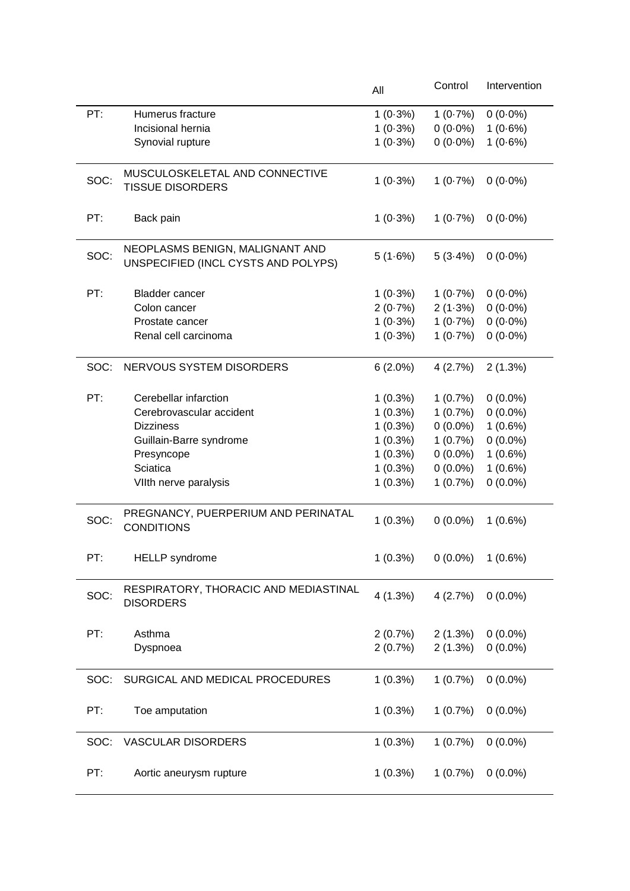| | | All | Control | Intervention |
|---|---|---|---|---|
| PT: | Humerus fracture | 1 (0·3%) | 1 (0·7%) | 0 (0·0%) |
| | Incisional hernia | 1 (0·3%) | 0 (0·0%) | 1 (0·6%) |
| | Synovial rupture | 1 (0·3%) | 0 (0·0%) | 1 (0·6%) |
| SOC: | MUSCULOSKELETAL AND CONNECTIVE TISSUE DISORDERS | 1 (0·3%) | 1 (0·7%) | 0 (0·0%) |
| PT: | Back pain | 1 (0·3%) | 1 (0·7%) | 0 (0·0%) |
| SOC: | NEOPLASMS BENIGN, MALIGNANT AND UNSPECIFIED (INCL CYSTS AND POLYPS) | 5 (1·6%) | 5 (3·4%) | 0 (0·0%) |
| PT: | Bladder cancer | 1 (0·3%) | 1 (0·7%) | 0 (0·0%) |
| | Colon cancer | 2 (0·7%) | 2 (1·3%) | 0 (0·0%) |
| | Prostate cancer | 1 (0·3%) | 1 (0·7%) | 0 (0·0%) |
| | Renal cell carcinoma | 1 (0·3%) | 1 (0·7%) | 0 (0·0%) |
| SOC: | NERVOUS SYSTEM DISORDERS | 6 (2.0%) | 4 (2.7%) | 2 (1.3%) |
| PT: | Cerebellar infarction | 1 (0.3%) | 1 (0.7%) | 0 (0.0%) |
| | Cerebrovascular accident | 1 (0.3%) | 1 (0.7%) | 0 (0.0%) |
| | Dizziness | 1 (0.3%) | 0 (0.0%) | 1 (0.6%) |
| | Guillain-Barre syndrome | 1 (0.3%) | 1 (0.7%) | 0 (0.0%) |
| | Presyncope | 1 (0.3%) | 0 (0.0%) | 1 (0.6%) |
| | Sciatica | 1 (0.3%) | 0 (0.0%) | 1 (0.6%) |
| | VIIth nerve paralysis | 1 (0.3%) | 1 (0.7%) | 0 (0.0%) |
| SOC: | PREGNANCY, PUERPERIUM AND PERINATAL CONDITIONS | 1 (0.3%) | 0 (0.0%) | 1 (0.6%) |
| PT: | HELLP syndrome | 1 (0.3%) | 0 (0.0%) | 1 (0.6%) |
| SOC: | RESPIRATORY, THORACIC AND MEDIASTINAL DISORDERS | 4 (1.3%) | 4 (2.7%) | 0 (0.0%) |
| PT: | Asthma | 2 (0.7%) | 2 (1.3%) | 0 (0.0%) |
| | Dyspnoea | 2 (0.7%) | 2 (1.3%) | 0 (0.0%) |
| SOC: | SURGICAL AND MEDICAL PROCEDURES | 1 (0.3%) | 1 (0.7%) | 0 (0.0%) |
| PT: | Toe amputation | 1 (0.3%) | 1 (0.7%) | 0 (0.0%) |
| SOC: | VASCULAR DISORDERS | 1 (0.3%) | 1 (0.7%) | 0 (0.0%) |
| PT: | Aortic aneurysm rupture | 1 (0.3%) | 1 (0.7%) | 0 (0.0%) |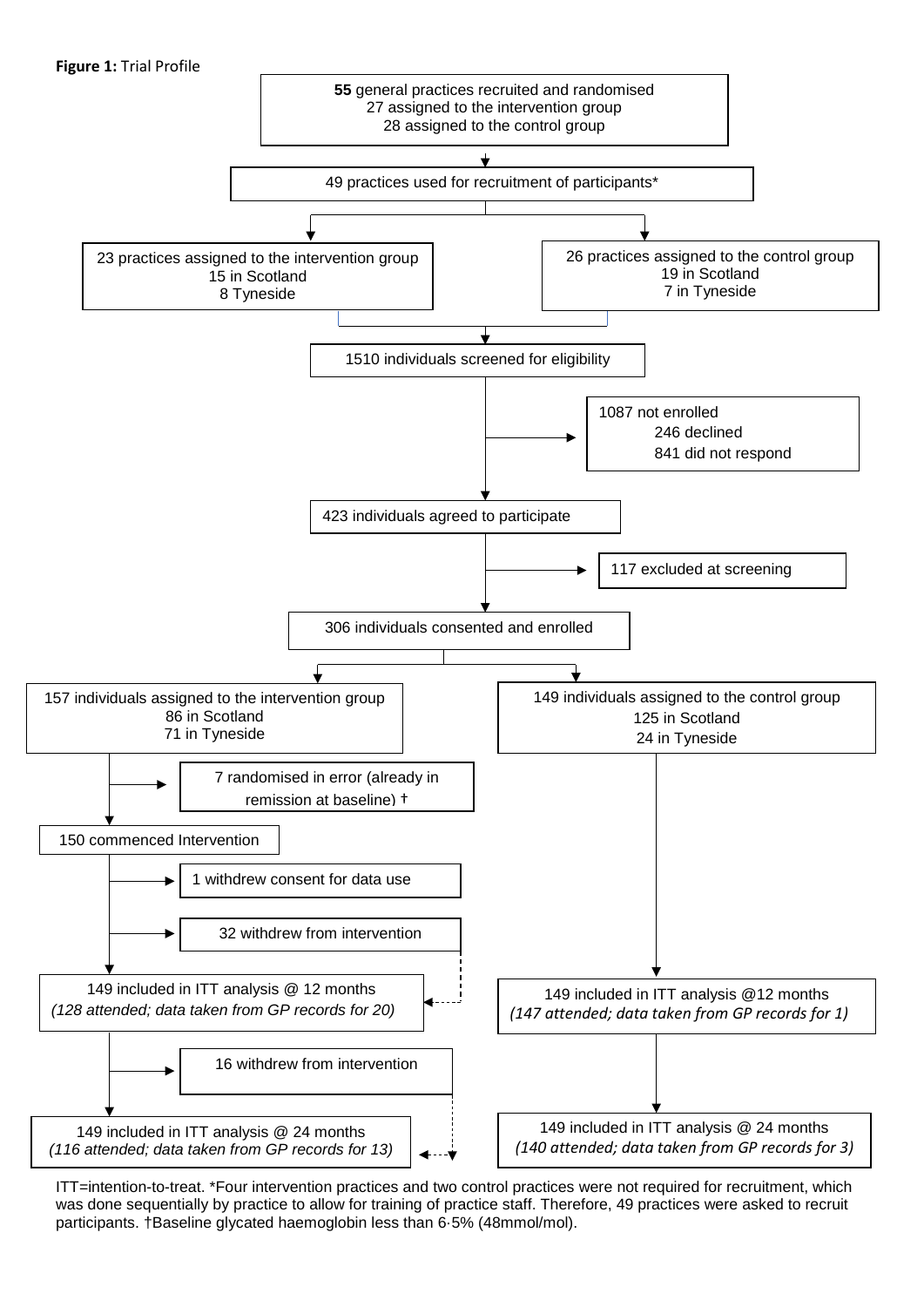**Figure 1:** Trial Profile

**55** general practices recruited and randomised
27 assigned to the intervention group
28 assigned to the control group

↓

49 practices used for recruitment of participants*

- 23 practices assigned to the intervention group
  - 15 in Scotland
  - 8 Tyneside
- 26 practices assigned to the control group
  - 19 in Scotland
  - 7 in Tyneside

↓

1510 individuals screened for eligibility

→ 1087 not enrolled
- 246 declined
- 841 did not respond

↓

423 individuals agreed to participate

→ 117 excluded at screening

↓

306 individuals consented and enrolled

**Intervention arm:**

157 individuals assigned to the intervention group
86 in Scotland
71 in Tyneside

→ 7 randomised in error (already in remission at baseline) †

150 commenced Intervention

→ 1 withdrew consent for data use

→ 32 withdrew from intervention

149 included in ITT analysis @ 12 months
*(128 attended; data taken from GP records for 20)*

→ 16 withdrew from intervention

149 included in ITT analysis @ 24 months
*(116 attended; data taken from GP records for 13)*

**Control arm:**

149 individuals assigned to the control group
125 in Scotland
24 in Tyneside

149 included in ITT analysis @12 months
*(147 attended; data taken from GP records for 1)*

149 included in ITT analysis @ 24 months
*(140 attended; data taken from GP records for 3)*

ITT=intention-to-treat. *Four intervention practices and two control practices were not required for recruitment, which was done sequentially by practice to allow for training of practice staff. Therefore, 49 practices were asked to recruit participants. †Baseline glycated haemoglobin less than 6·5% (48mmol/mol).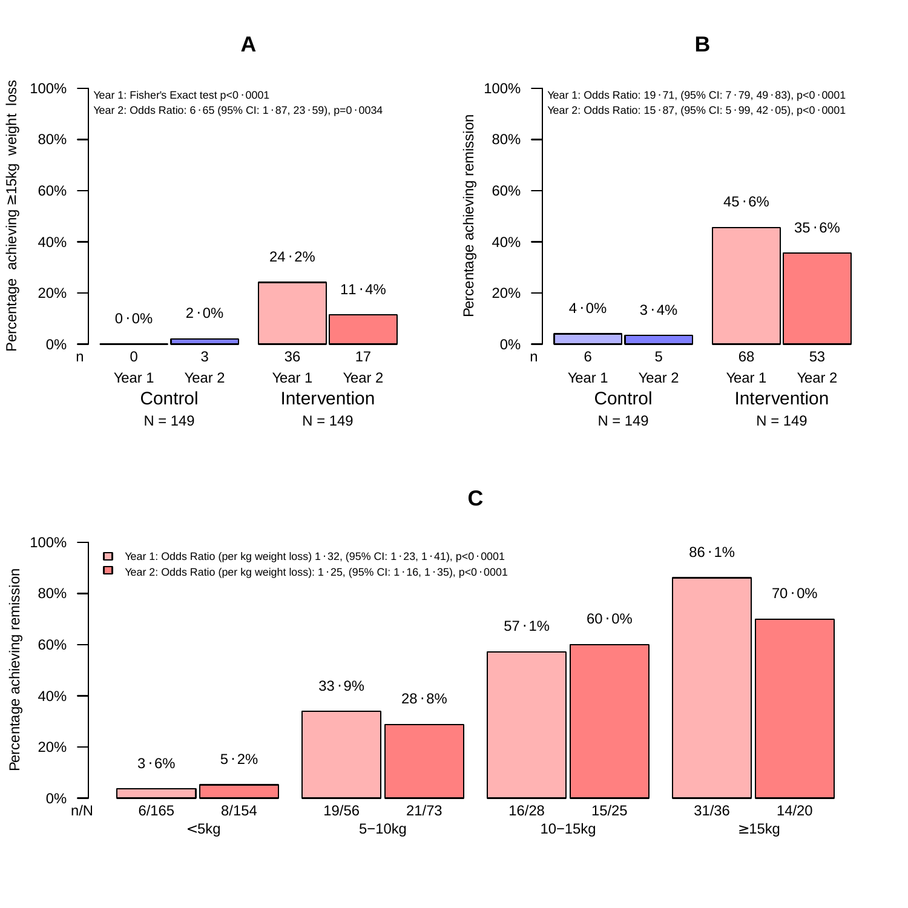**A**

Year 1: Fisher's Exact test p<0·0001
Year 2: Odds Ratio: 6·65 (95% CI: 1·87, 23·59), p=0·0034

Percentage achieving ≥15kg weight loss

| | Control | | Intervention | |
|---|---|---|---|---|
| | Year 1 | Year 2 | Year 1 | Year 2 |
| % | 0·0% | 2·0% | 24·2% | 11·4% |
| n | 0 | 3 | 36 | 17 |
| N | 149 | | 149 | |

**B**

Year 1: Odds Ratio: 19·71, (95% CI: 7·79, 49·83), p<0·0001
Year 2: Odds Ratio: 15·87, (95% CI: 5·99, 42·05), p<0·0001

Percentage achieving remission

| | Control | | Intervention | |
|---|---|---|---|---|
| | Year 1 | Year 2 | Year 1 | Year 2 |
| % | 4·0% | 3·4% | 45·6% | 35·6% |
| n | 6 | 5 | 68 | 53 |
| N | 149 | | 149 | |

**C**

Year 1: Odds Ratio (per kg weight loss) 1·32, (95% CI: 1·23, 1·41), p<0·0001
Year 2: Odds Ratio (per kg weight loss): 1·25, (95% CI: 1·16, 1·35), p<0·0001

Percentage achieving remission

| | <5kg | | 5−10kg | | 10−15kg | | ≥15kg | |
|---|---|---|---|---|---|---|---|---|
| | Year 1 | Year 2 | Year 1 | Year 2 | Year 1 | Year 2 | Year 1 | Year 2 |
| % | 3·6% | 5·2% | 33·9% | 28·8% | 57·1% | 60·0% | 86·1% | 70·0% |
| n/N | 6/165 | 8/154 | 19/56 | 21/73 | 16/28 | 15/25 | 31/36 | 14/20 |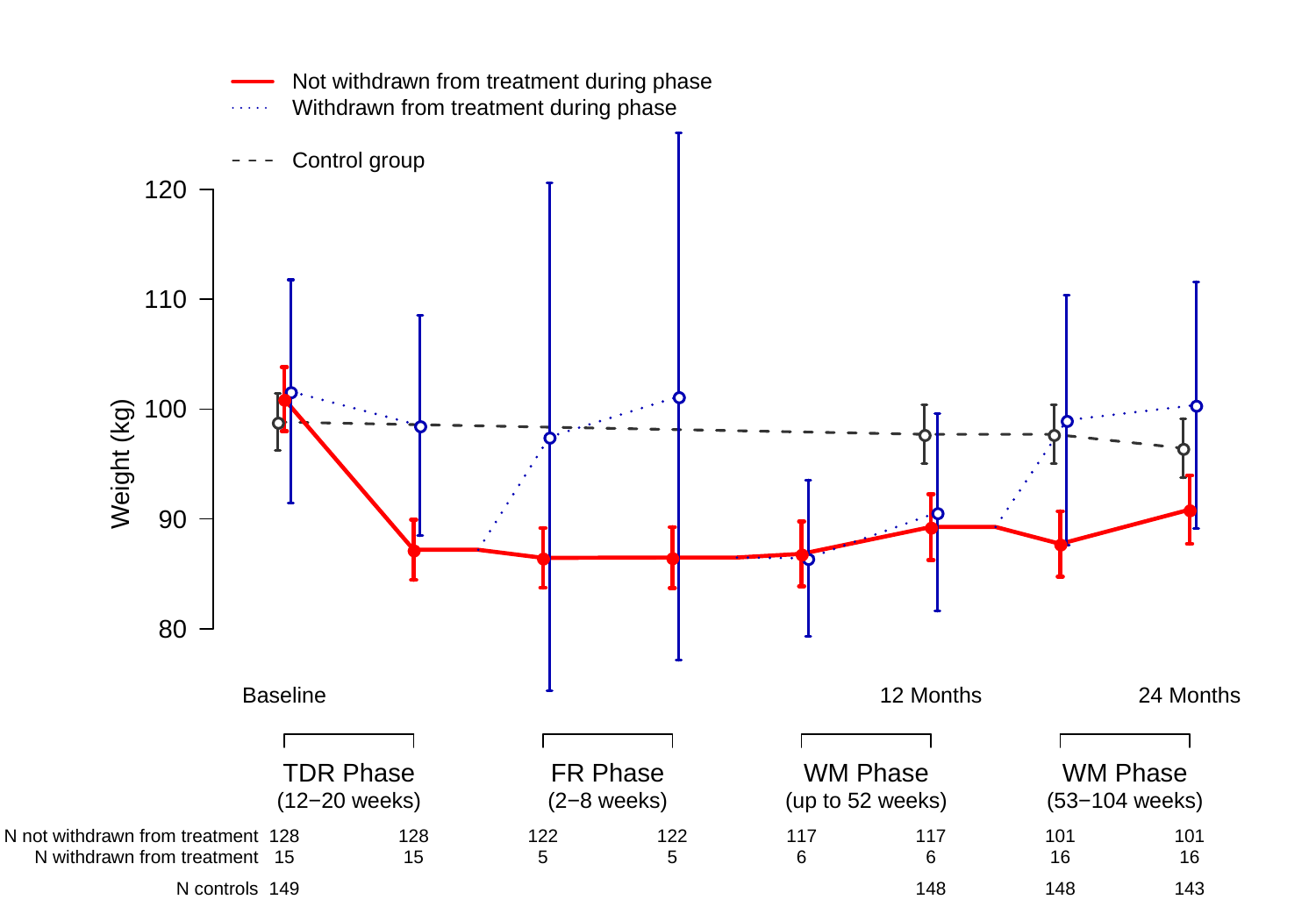Not withdrawn from treatment during phase

Withdrawn from treatment during phase

Control group

Weight (kg)

120

110

100

90

80

Baseline

12 Months

24 Months

| | TDR Phase (12−20 weeks) | | FR Phase (2−8 weeks) | | WM Phase (up to 52 weeks) | | WM Phase (53−104 weeks) | |
|---|---|---|---|---|---|---|---|---|
| N not withdrawn from treatment | 128 | 128 | 122 | 122 | 117 | 117 | 101 | 101 |
| N withdrawn from treatment | 15 | 15 | 5 | 5 | 6 | 6 | 16 | 16 |
| N controls | 149 | | | | | 148 | 148 | 143 |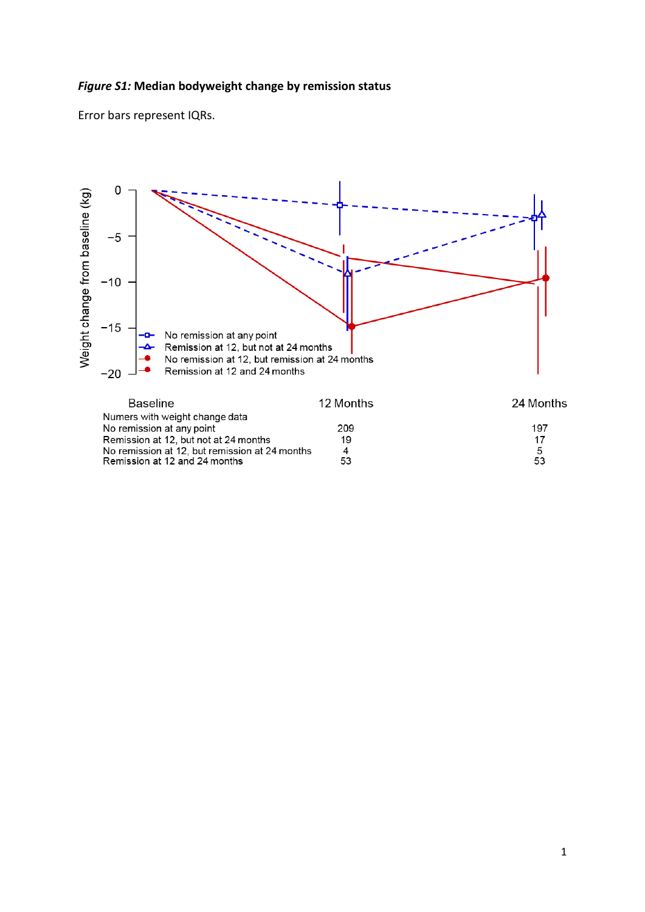***Figure S1:* Median bodyweight change by remission status**

Error bars represent IQRs.

| | Baseline | 12 Months | 24 Months |
|---|---|---|---|
| Numers with weight change data | | | |
| No remission at any point | | 209 | 197 |
| Remission at 12, but not at 24 months | | 19 | 17 |
| No remission at 12, but remission at 24 months | | 4 | 5 |
| Remission at 12 and 24 months | | 53 | 53 |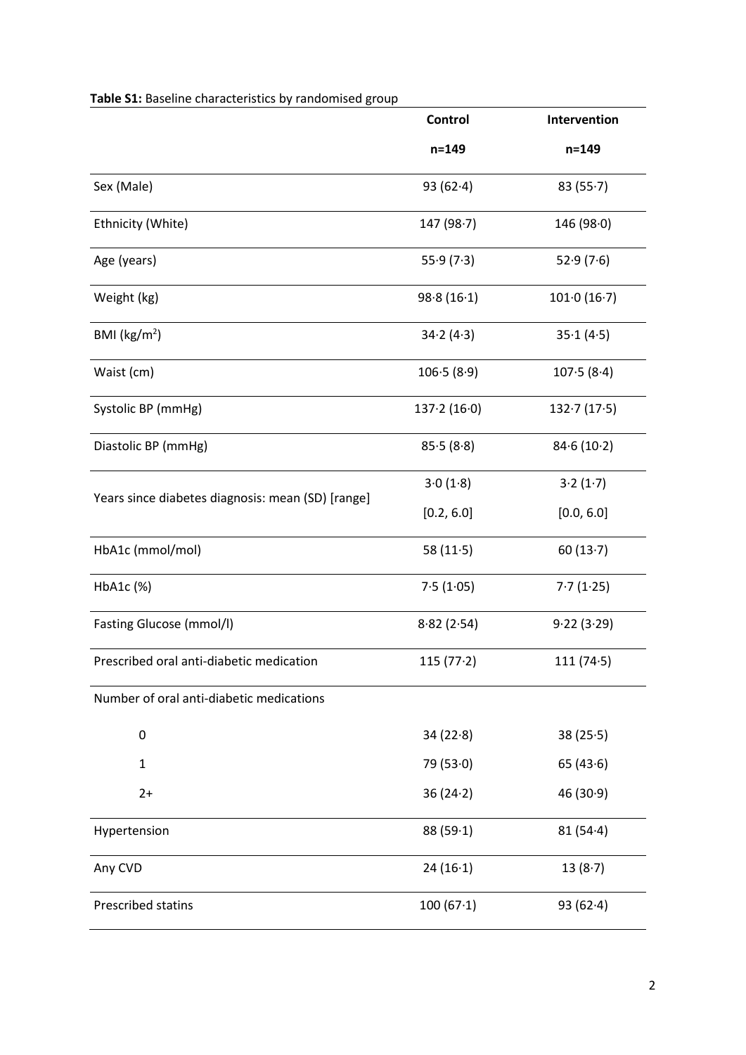**Table S1:** Baseline characteristics by randomised group

| | Control n=149 | Intervention n=149 |
|---|---|---|
| Sex (Male) | 93 (62·4) | 83 (55·7) |
| Ethnicity (White) | 147 (98·7) | 146 (98·0) |
| Age (years) | 55·9 (7·3) | 52·9 (7·6) |
| Weight (kg) | 98·8 (16·1) | 101·0 (16·7) |
| BMI (kg/m$^2$) | 34·2 (4·3) | 35·1 (4·5) |
| Waist (cm) | 106·5 (8·9) | 107·5 (8·4) |
| Systolic BP (mmHg) | 137·2 (16·0) | 132·7 (17·5) |
| Diastolic BP (mmHg) | 85·5 (8·8) | 84·6 (10·2) |
| Years since diabetes diagnosis: mean (SD) [range] | 3·0 (1·8) [0.2, 6.0] | 3·2 (1·7) [0.0, 6.0] |
| HbA1c (mmol/mol) | 58 (11·5) | 60 (13·7) |
| HbA1c (%) | 7·5 (1·05) | 7·7 (1·25) |
| Fasting Glucose (mmol/l) | 8·82 (2·54) | 9·22 (3·29) |
| Prescribed oral anti-diabetic medication | 115 (77·2) | 111 (74·5) |
| Number of oral anti-diabetic medications | | |
| 0 | 34 (22·8) | 38 (25·5) |
| 1 | 79 (53·0) | 65 (43·6) |
| 2+ | 36 (24·2) | 46 (30·9) |
| Hypertension | 88 (59·1) | 81 (54·4) |
| Any CVD | 24 (16·1) | 13 (8·7) |
| Prescribed statins | 100 (67·1) | 93 (62·4) |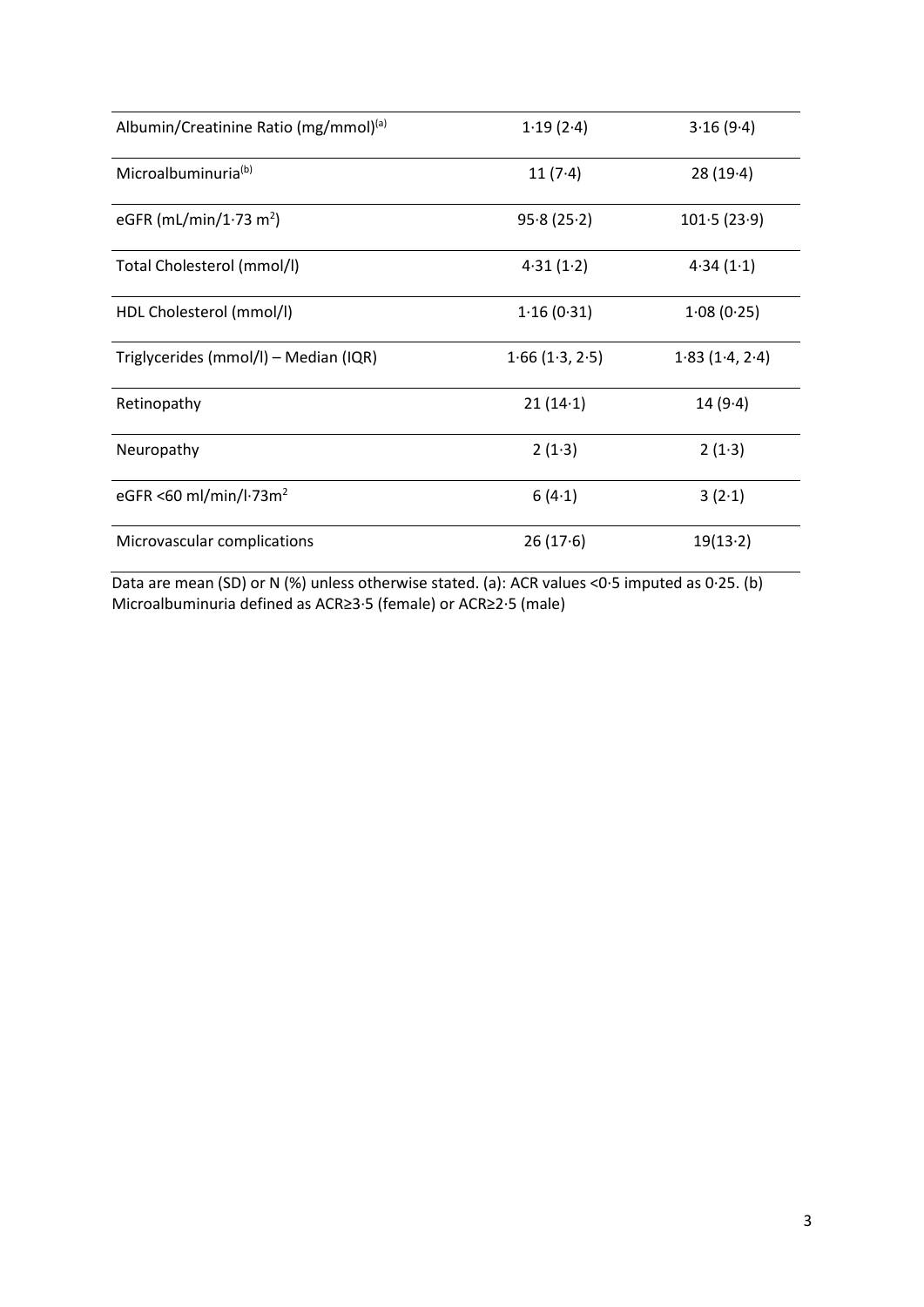| | | |
|---|---|---|
| Albumin/Creatinine Ratio (mg/mmol)[(a)] | 1·19 (2·4) | 3·16 (9·4) |
| Microalbuminuria[(b)] | 11 (7·4) | 28 (19·4) |
| eGFR (mL/min/1·73 $m^2$) | 95·8 (25·2) | 101·5 (23·9) |
| Total Cholesterol (mmol/l) | 4·31 (1·2) | 4·34 (1·1) |
| HDL Cholesterol (mmol/l) | 1·16 (0·31) | 1·08 (0·25) |
| Triglycerides (mmol/l) – Median (IQR) | 1·66 (1·3, 2·5) | 1·83 (1·4, 2·4) |
| Retinopathy | 21 (14·1) | 14 (9·4) |
| Neuropathy | 2 (1·3) | 2 (1·3) |
| eGFR <60 ml/min/l·73$m^2$ | 6 (4·1) | 3 (2·1) |
| Microvascular complications | 26 (17·6) | 19(13·2) |

Data are mean (SD) or N (%) unless otherwise stated. (a): ACR values <0·5 imputed as 0·25. (b) Microalbuminuria defined as ACR≥3·5 (female) or ACR≥2·5 (male)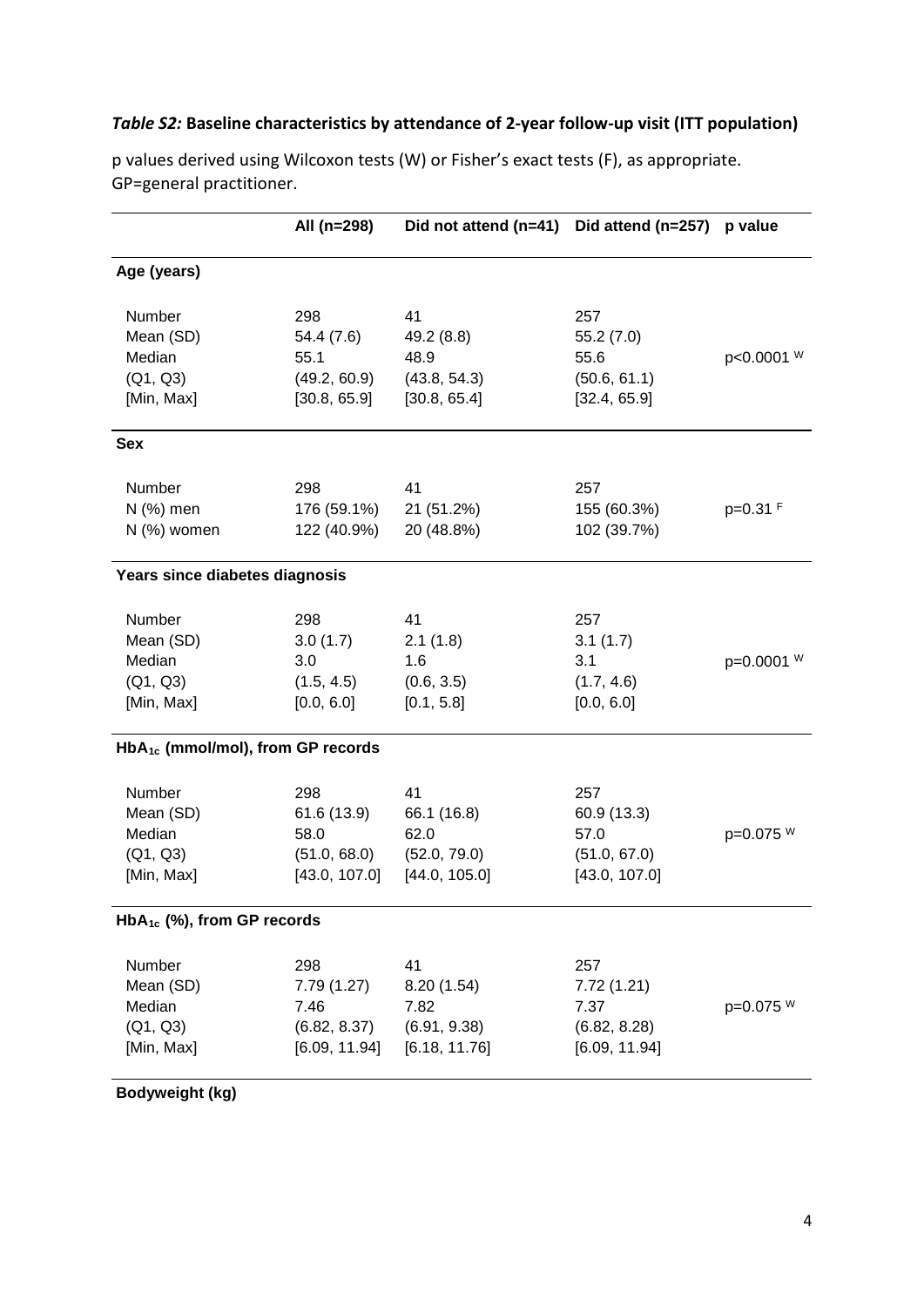***Table S2:*** **Baseline characteristics by attendance of 2-year follow-up visit (ITT population)**

p values derived using Wilcoxon tests (W) or Fisher's exact tests (F), as appropriate. GP=general practitioner.

| | All (n=298) | Did not attend (n=41) | Did attend (n=257) | p value |
|---|---|---|---|---|
| **Age (years)** | | | | |
| Number | 298 | 41 | 257 | |
| Mean (SD) | 54.4 (7.6) | 49.2 (8.8) | 55.2 (7.0) | |
| Median | 55.1 | 48.9 | 55.6 | p<0.0001 W |
| (Q1, Q3) | (49.2, 60.9) | (43.8, 54.3) | (50.6, 61.1) | |
| [Min, Max] | [30.8, 65.9] | [30.8, 65.4] | [32.4, 65.9] | |
| **Sex** | | | | |
| Number | 298 | 41 | 257 | |
| N (%) men | 176 (59.1%) | 21 (51.2%) | 155 (60.3%) | p=0.31 F |
| N (%) women | 122 (40.9%) | 20 (48.8%) | 102 (39.7%) | |
| **Years since diabetes diagnosis** | | | | |
| Number | 298 | 41 | 257 | |
| Mean (SD) | 3.0 (1.7) | 2.1 (1.8) | 3.1 (1.7) | |
| Median | 3.0 | 1.6 | 3.1 | p=0.0001 W |
| (Q1, Q3) | (1.5, 4.5) | (0.6, 3.5) | (1.7, 4.6) | |
| [Min, Max] | [0.0, 6.0] | [0.1, 5.8] | [0.0, 6.0] | |
| **$HbA_{1c}$ (mmol/mol), from GP records** | | | | |
| Number | 298 | 41 | 257 | |
| Mean (SD) | 61.6 (13.9) | 66.1 (16.8) | 60.9 (13.3) | |
| Median | 58.0 | 62.0 | 57.0 | p=0.075 W |
| (Q1, Q3) | (51.0, 68.0) | (52.0, 79.0) | (51.0, 67.0) | |
| [Min, Max] | [43.0, 107.0] | [44.0, 105.0] | [43.0, 107.0] | |
| **$HbA_{1c}$ (%), from GP records** | | | | |
| Number | 298 | 41 | 257 | |
| Mean (SD) | 7.79 (1.27) | 8.20 (1.54) | 7.72 (1.21) | |
| Median | 7.46 | 7.82 | 7.37 | p=0.075 W |
| (Q1, Q3) | (6.82, 8.37) | (6.91, 9.38) | (6.82, 8.28) | |
| [Min, Max] | [6.09, 11.94] | [6.18, 11.76] | [6.09, 11.94] | |
| **Bodyweight (kg)** | | | | |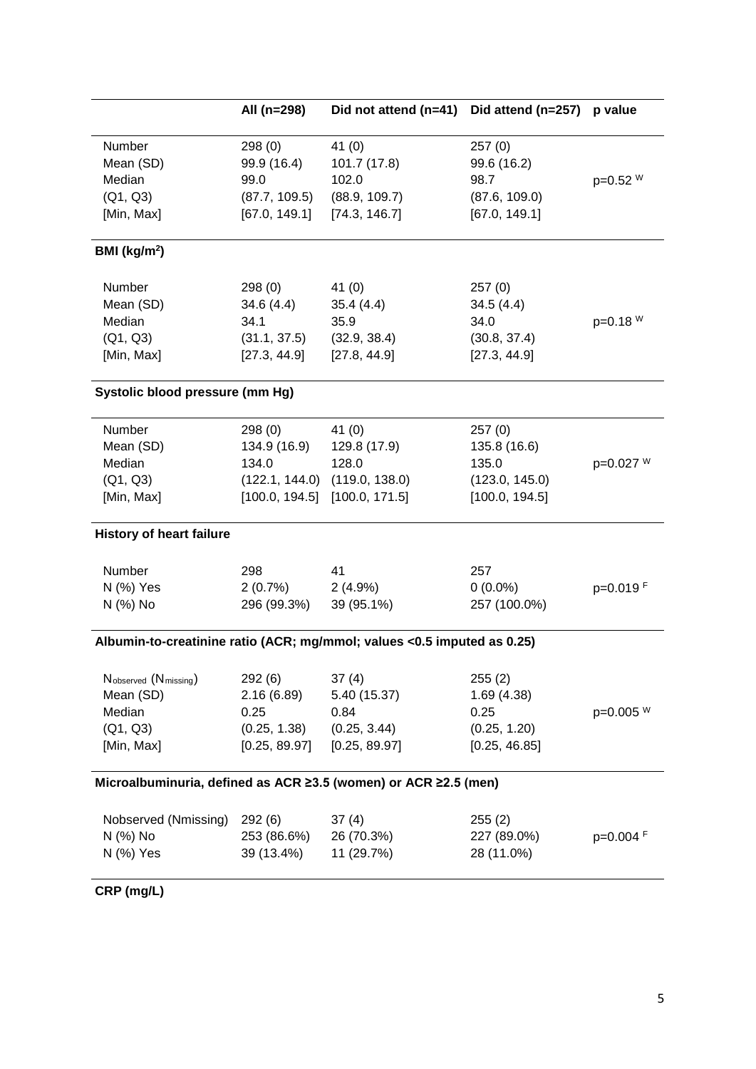| | All (n=298) | Did not attend (n=41) | Did attend (n=257) | p value |
|---|---|---|---|---|
| Number | 298 (0) | 41 (0) | 257 (0) | |
| Mean (SD) | 99.9 (16.4) | 101.7 (17.8) | 99.6 (16.2) | |
| Median | 99.0 | 102.0 | 98.7 | p=0.52 [W] |
| (Q1, Q3) | (87.7, 109.5) | (88.9, 109.7) | (87.6, 109.0) | |
| [Min, Max] | [67.0, 149.1] | [74.3, 146.7] | [67.0, 149.1] | |
| **BMI (kg/m$^2$)** | | | | |
| Number | 298 (0) | 41 (0) | 257 (0) | |
| Mean (SD) | 34.6 (4.4) | 35.4 (4.4) | 34.5 (4.4) | |
| Median | 34.1 | 35.9 | 34.0 | p=0.18 [W] |
| (Q1, Q3) | (31.1, 37.5) | (32.9, 38.4) | (30.8, 37.4) | |
| [Min, Max] | [27.3, 44.9] | [27.8, 44.9] | [27.3, 44.9] | |
| **Systolic blood pressure (mm Hg)** | | | | |
| Number | 298 (0) | 41 (0) | 257 (0) | |
| Mean (SD) | 134.9 (16.9) | 129.8 (17.9) | 135.8 (16.6) | |
| Median | 134.0 | 128.0 | 135.0 | p=0.027 [W] |
| (Q1, Q3) | (122.1, 144.0) | (119.0, 138.0) | (123.0, 145.0) | |
| [Min, Max] | [100.0, 194.5] | [100.0, 171.5] | [100.0, 194.5] | |
| **History of heart failure** | | | | |
| Number | 298 | 41 | 257 | |
| N (%) Yes | 2 (0.7%) | 2 (4.9%) | 0 (0.0%) | p=0.019 [F] |
| N (%) No | 296 (99.3%) | 39 (95.1%) | 257 (100.0%) | |
| **Albumin-to-creatinine ratio (ACR; mg/mmol; values <0.5 imputed as 0.25)** | | | | |
| $N_{observed}$ ($N_{missing}$) | 292 (6) | 37 (4) | 255 (2) | |
| Mean (SD) | 2.16 (6.89) | 5.40 (15.37) | 1.69 (4.38) | |
| Median | 0.25 | 0.84 | 0.25 | p=0.005 [W] |
| (Q1, Q3) | (0.25, 1.38) | (0.25, 3.44) | (0.25, 1.20) | |
| [Min, Max] | [0.25, 89.97] | [0.25, 89.97] | [0.25, 46.85] | |
| **Microalbuminuria, defined as ACR ≥3.5 (women) or ACR ≥2.5 (men)** | | | | |
| Nobserved (Nmissing) | 292 (6) | 37 (4) | 255 (2) | |
| N (%) No | 253 (86.6%) | 26 (70.3%) | 227 (89.0%) | p=0.004 [F] |
| N (%) Yes | 39 (13.4%) | 11 (29.7%) | 28 (11.0%) | |
| **CRP (mg/L)** | | | | |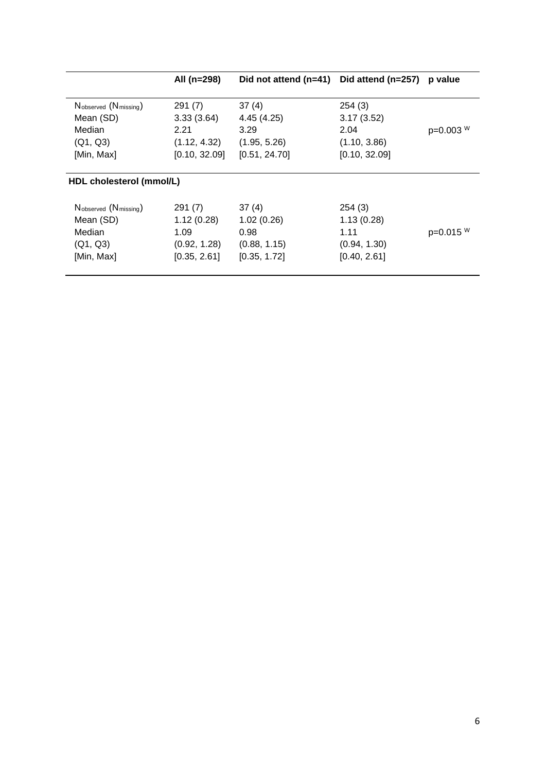| | All (n=298) | Did not attend (n=41) | Did attend (n=257) | p value |
|---|---|---|---|---|
| $N_{observed}$ ($N_{missing}$) | 291 (7) | 37 (4) | 254 (3) | |
| Mean (SD) | 3.33 (3.64) | 4.45 (4.25) | 3.17 (3.52) | |
| Median | 2.21 | 3.29 | 2.04 | p=0.003 [W] |
| (Q1, Q3) | (1.12, 4.32) | (1.95, 5.26) | (1.10, 3.86) | |
| [Min, Max] | [0.10, 32.09] | [0.51, 24.70] | [0.10, 32.09] | |
| **HDL cholesterol (mmol/L)** | | | | |
| $N_{observed}$ ($N_{missing}$) | 291 (7) | 37 (4) | 254 (3) | |
| Mean (SD) | 1.12 (0.28) | 1.02 (0.26) | 1.13 (0.28) | |
| Median | 1.09 | 0.98 | 1.11 | p=0.015 [W] |
| (Q1, Q3) | (0.92, 1.28) | (0.88, 1.15) | (0.94, 1.30) | |
| [Min, Max] | [0.35, 2.61] | [0.35, 1.72] | [0.40, 2.61] | |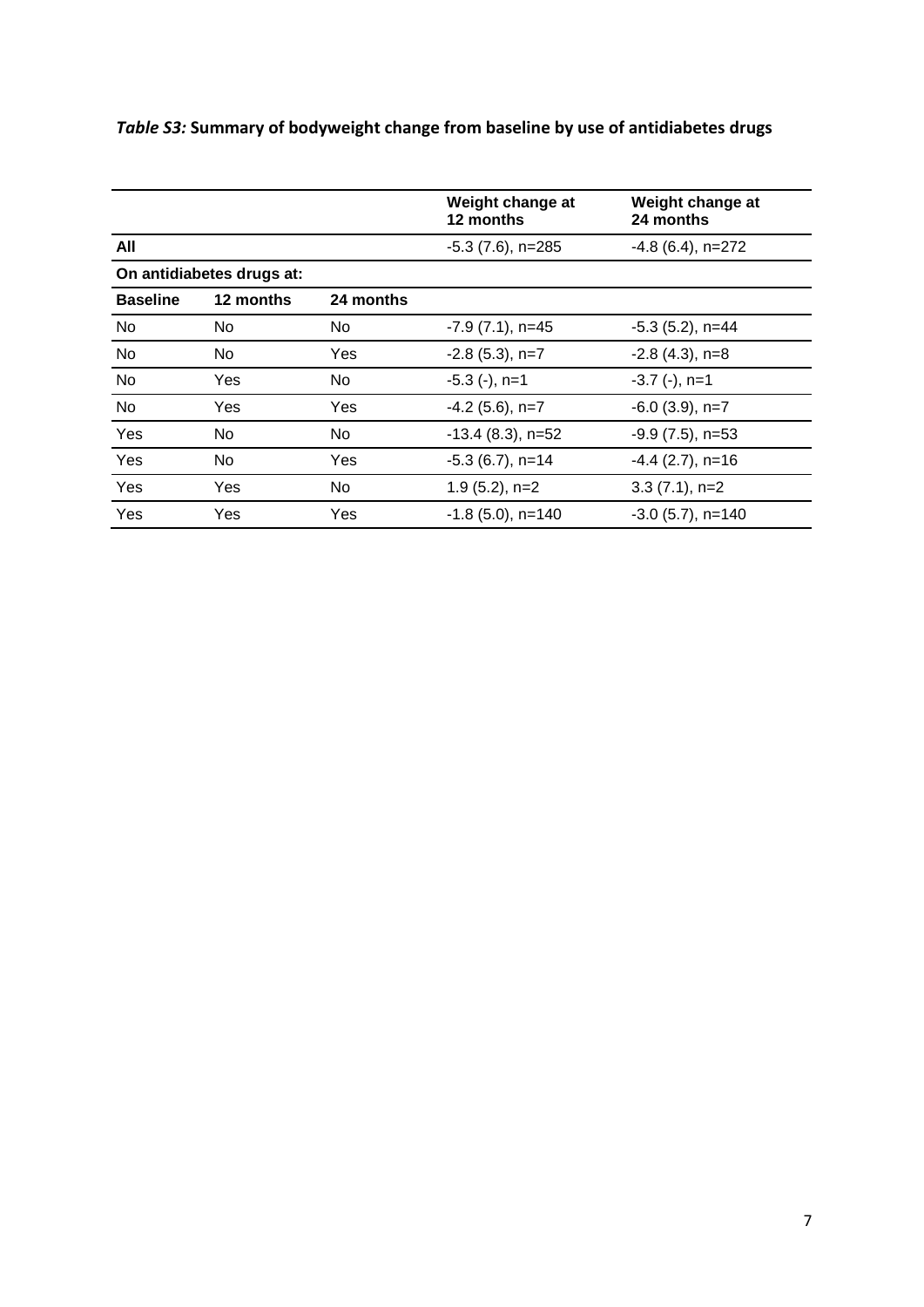***Table S3:* Summary of bodyweight change from baseline by use of antidiabetes drugs**

| | | | **Weight change at 12 months** | **Weight change at 24 months** |
|---|---|---|---|---|
| **All** | | | -5.3 (7.6), n=285 | -4.8 (6.4), n=272 |
| **On antidiabetes drugs at:** | | | | |
| **Baseline** | **12 months** | **24 months** | | |
| No | No | No | -7.9 (7.1), n=45 | -5.3 (5.2), n=44 |
| No | No | Yes | -2.8 (5.3), n=7 | -2.8 (4.3), n=8 |
| No | Yes | No | -5.3 (-), n=1 | -3.7 (-), n=1 |
| No | Yes | Yes | -4.2 (5.6), n=7 | -6.0 (3.9), n=7 |
| Yes | No | No | -13.4 (8.3), n=52 | -9.9 (7.5), n=53 |
| Yes | No | Yes | -5.3 (6.7), n=14 | -4.4 (2.7), n=16 |
| Yes | Yes | No | 1.9 (5.2), n=2 | 3.3 (7.1), n=2 |
| Yes | Yes | Yes | -1.8 (5.0), n=140 | -3.0 (5.7), n=140 |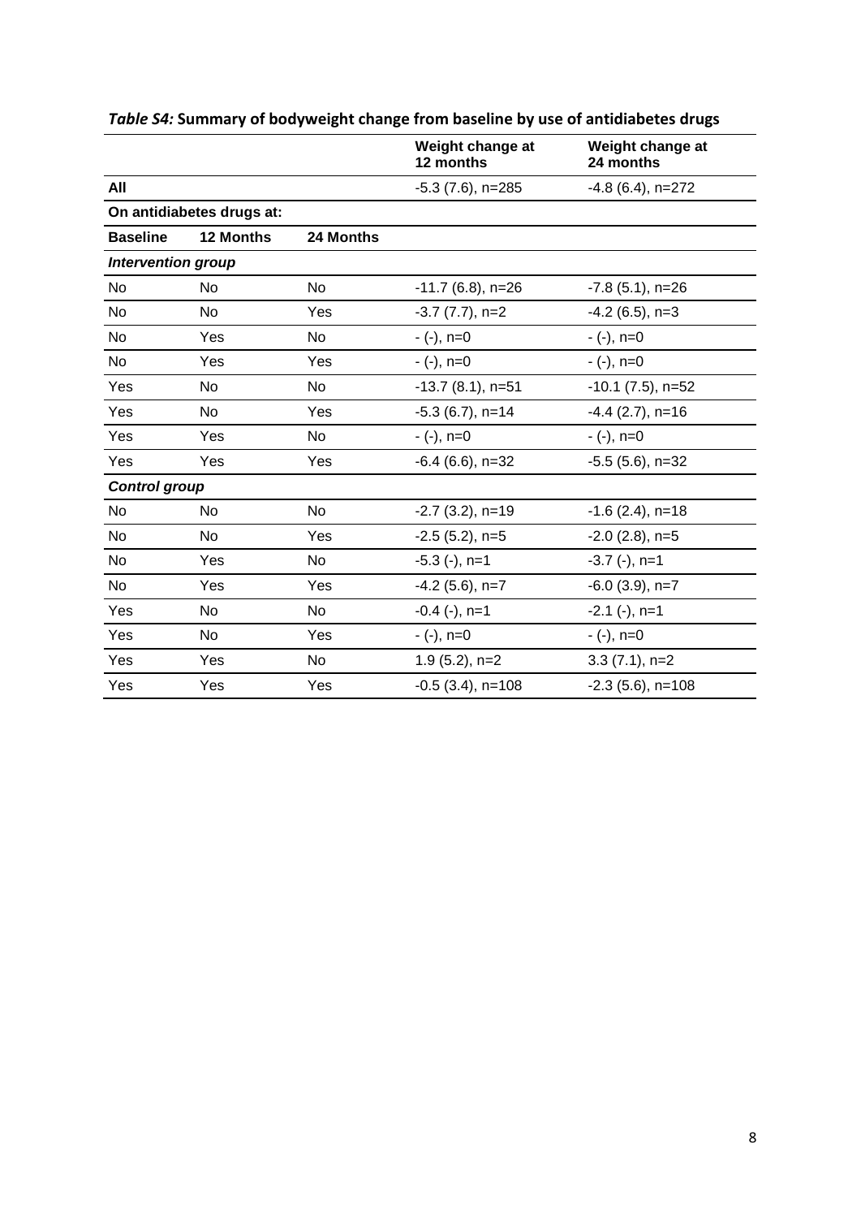***Table S4:* Summary of bodyweight change from baseline by use of antidiabetes drugs**

| | | | Weight change at 12 months | Weight change at 24 months |
|---|---|---|---|---|
| **All** | | | -5.3 (7.6), n=285 | -4.8 (6.4), n=272 |
| **On antidiabetes drugs at:** | | | | |
| **Baseline** | **12 Months** | **24 Months** | | |
| ***Intervention group*** | | | | |
| No | No | No | -11.7 (6.8), n=26 | -7.8 (5.1), n=26 |
| No | No | Yes | -3.7 (7.7), n=2 | -4.2 (6.5), n=3 |
| No | Yes | No | - (-), n=0 | - (-), n=0 |
| No | Yes | Yes | - (-), n=0 | - (-), n=0 |
| Yes | No | No | -13.7 (8.1), n=51 | -10.1 (7.5), n=52 |
| Yes | No | Yes | -5.3 (6.7), n=14 | -4.4 (2.7), n=16 |
| Yes | Yes | No | - (-), n=0 | - (-), n=0 |
| Yes | Yes | Yes | -6.4 (6.6), n=32 | -5.5 (5.6), n=32 |
| ***Control group*** | | | | |
| No | No | No | -2.7 (3.2), n=19 | -1.6 (2.4), n=18 |
| No | No | Yes | -2.5 (5.2), n=5 | -2.0 (2.8), n=5 |
| No | Yes | No | -5.3 (-), n=1 | -3.7 (-), n=1 |
| No | Yes | Yes | -4.2 (5.6), n=7 | -6.0 (3.9), n=7 |
| Yes | No | No | -0.4 (-), n=1 | -2.1 (-), n=1 |
| Yes | No | Yes | - (-), n=0 | - (-), n=0 |
| Yes | Yes | No | 1.9 (5.2), n=2 | 3.3 (7.1), n=2 |
| Yes | Yes | Yes | -0.5 (3.4), n=108 | -2.3 (5.6), n=108 |